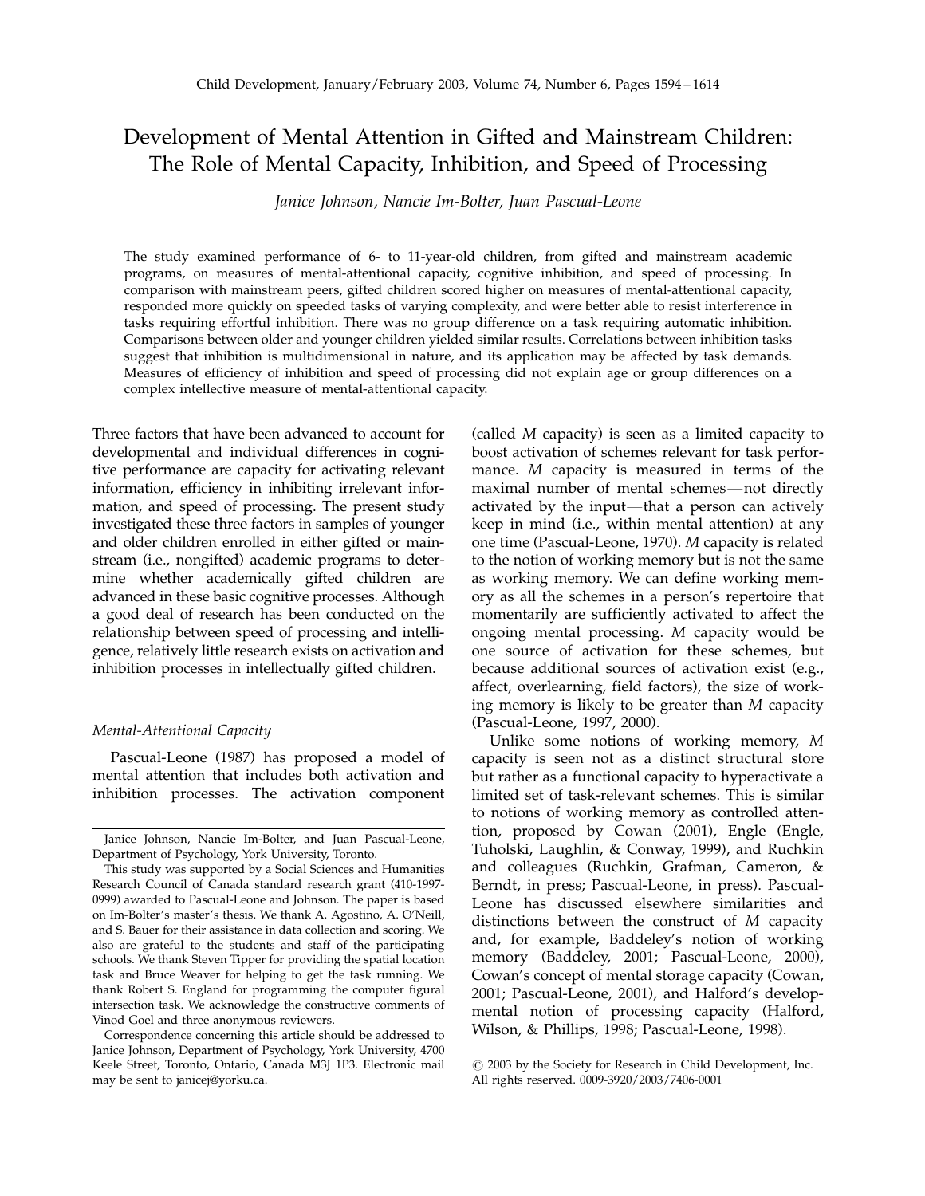# Development of Mental Attention in Gifted and Mainstream Children: The Role of Mental Capacity, Inhibition, and Speed of Processing

*Janice Johnson, Nancie Im-Bolter, Juan Pascual-Leone*

The study examined performance of 6- to 11-year-old children, from gifted and mainstream academic programs, on measures of mental-attentional capacity, cognitive inhibition, and speed of processing. In comparison with mainstream peers, gifted children scored higher on measures of mental-attentional capacity, responded more quickly on speeded tasks of varying complexity, and were better able to resist interference in tasks requiring effortful inhibition. There was no group difference on a task requiring automatic inhibition. Comparisons between older and younger children yielded similar results. Correlations between inhibition tasks suggest that inhibition is multidimensional in nature, and its application may be affected by task demands. Measures of efficiency of inhibition and speed of processing did not explain age or group differences on a complex intellective measure of mental-attentional capacity.

Three factors that have been advanced to account for developmental and individual differences in cognitive performance are capacity for activating relevant information, efficiency in inhibiting irrelevant information, and speed of processing. The present study investigated these three factors in samples of younger and older children enrolled in either gifted or mainstream (i.e., nongifted) academic programs to determine whether academically gifted children are advanced in these basic cognitive processes. Although a good deal of research has been conducted on the relationship between speed of processing and intelligence, relatively little research exists on activation and inhibition processes in intellectually gifted children.

### Mental-Attentional Capacity

Pascual-Leone (1987) has proposed a model of mental attention that includes both activation and inhibition processes. The activation component (called *M* capacity) is seen as a limited capacity to boost activation of schemes relevant for task performance. *M* capacity is measured in terms of the maximal number of mental schemes—not directly activated by the input—that a person can actively keep in mind (i.e., within mental attention) at any one time (Pascual-Leone, 1970). *M* capacity is related to the notion of working memory but is not the same as working memory. We can define working memory as all the schemes in a person's repertoire that momentarily are sufficiently activated to affect the ongoing mental processing. *M* capacity would be one source of activation for these schemes, but because additional sources of activation exist (e.g., affect, overlearning, field factors), the size of working memory is likely to be greater than *M* capacity (Pascual-Leone, 1997, 2000).

Unlike some notions of working memory, *M* capacity is seen not as a distinct structural store but rather as a functional capacity to hyperactivate a limited set of task-relevant schemes. This is similar to notions of working memory as controlled attention, proposed by Cowan (2001), Engle (Engle, Tuholski, Laughlin, & Conway, 1999), and Ruchkin and colleagues (Ruchkin, Grafman, Cameron, & Berndt, in press; Pascual-Leone, in press). Pascual-Leone has discussed elsewhere similarities and distinctions between the construct of *M* capacity and, for example, Baddeley's notion of working memory (Baddeley, 2001; Pascual-Leone, 2000), Cowan's concept of mental storage capacity (Cowan, 2001; Pascual-Leone, 2001), and Halford's developmental notion of processing capacity (Halford, Wilson, & Phillips, 1998; Pascual-Leone, 1998).

---

Janice Johnson, Nancie Im-Bolter, and Juan Pascual-Leone, Department of Psychology, York University, Toronto.

This study was supported by a Social Sciences and Humanities Research Council of Canada standard research grant (410-1997-0999) awarded to Pascual-Leone and Johnson. The paper is based on Im-Bolter's master's thesis. We thank A. Agostino, A. O'Neill, and S. Bauer for their assistance in data collection and scoring. We also are grateful to the students and staff of the participating schools. We thank Steven Tipper for providing the spatial location task and Bruce Weaver for helping to get the task running. We thank Robert S. England for programming the computer figural intersection task. We acknowledge the constructive comments of Vinod Goel and three anonymous reviewers.

Correspondence concerning this article should be addressed to Janice Johnson, Department of Psychology, York University, 4700 Keele Street, Toronto, Ontario, Canada M3J 1P3. Electronic mail may be sent to janicej@yorku.ca.

© 2003 by the Society for Research in Child Development, Inc. All rights reserved. 0009-3920/2003/7406-0001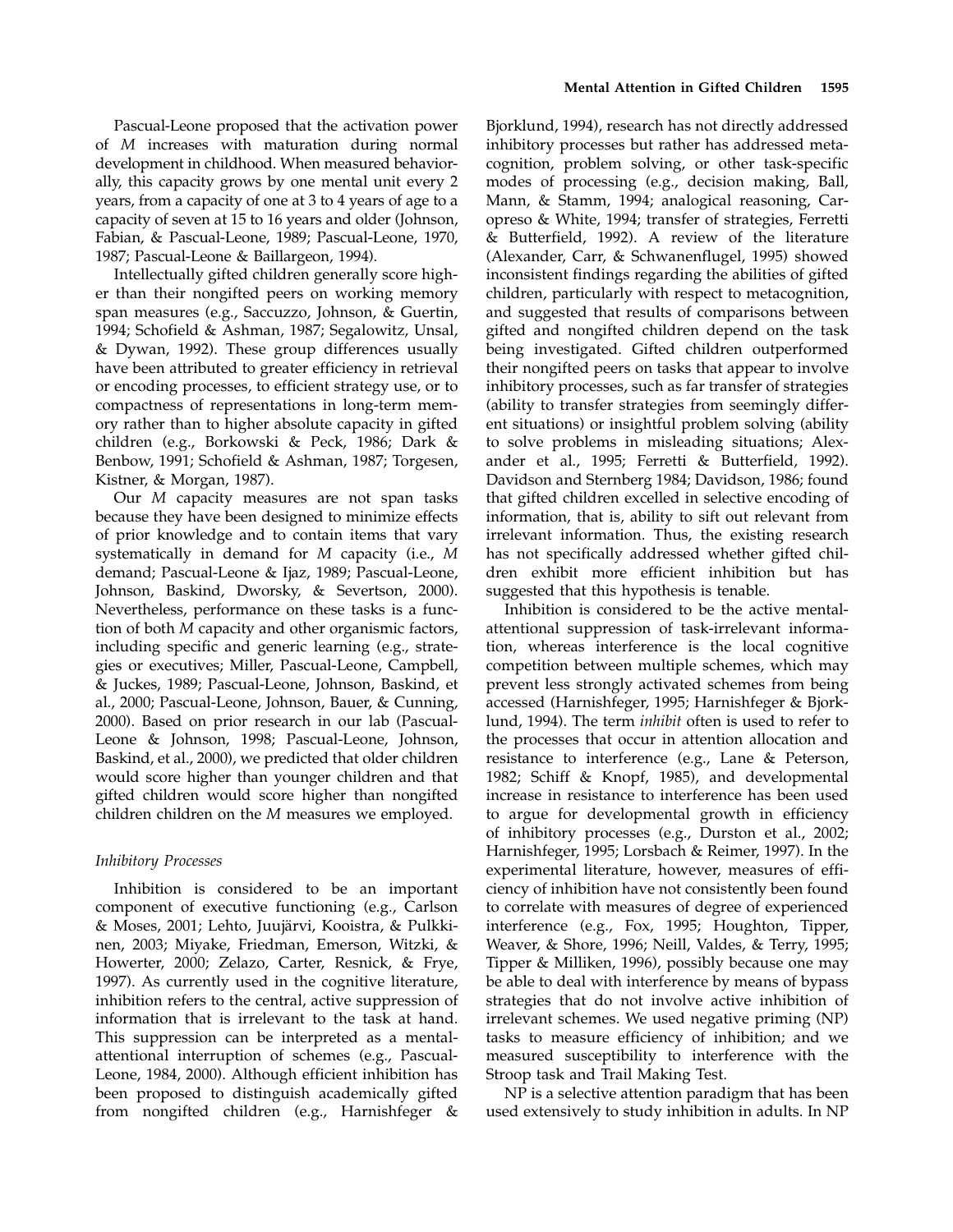Pascual-Leone proposed that the activation power of *M* increases with maturation during normal development in childhood. When measured behaviorally, this capacity grows by one mental unit every 2 years, from a capacity of one at 3 to 4 years of age to a capacity of seven at 15 to 16 years and older (Johnson, Fabian, & Pascual-Leone, 1989; Pascual-Leone, 1970, 1987; Pascual-Leone & Baillargeon, 1994).

Intellectually gifted children generally score higher than their nongifted peers on working memory span measures (e.g., Saccuzzo, Johnson, & Guertin, 1994; Schofield & Ashman, 1987; Segalowitz, Unsal, & Dywan, 1992). These group differences usually have been attributed to greater efficiency in retrieval or encoding processes, to efficient strategy use, or to compactness of representations in long-term memory rather than to higher absolute capacity in gifted children (e.g., Borkowski & Peck, 1986; Dark & Benbow, 1991; Schofield & Ashman, 1987; Torgesen, Kistner, & Morgan, 1987).

Our *M* capacity measures are not span tasks because they have been designed to minimize effects of prior knowledge and to contain items that vary systematically in demand for *M* capacity (i.e., *M* demand; Pascual-Leone & Ijaz, 1989; Pascual-Leone, Johnson, Baskind, Dworsky, & Severtson, 2000). Nevertheless, performance on these tasks is a function of both *M* capacity and other organismic factors, including specific and generic learning (e.g., strategies or executives; Miller, Pascual-Leone, Campbell, & Juckes, 1989; Pascual-Leone, Johnson, Baskind, et al., 2000; Pascual-Leone, Johnson, Bauer, & Cunning, 2000). Based on prior research in our lab (Pascual-Leone & Johnson, 1998; Pascual-Leone, Johnson, Baskind, et al., 2000), we predicted that older children would score higher than younger children and that gifted children would score higher than nongifted children children on the *M* measures we employed.

### *Inhibitory Processes*

Inhibition is considered to be an important component of executive functioning (e.g., Carlson & Moses, 2001; Lehto, Juujärvi, Kooistra, & Pulkkinen, 2003; Miyake, Friedman, Emerson, Witzki, & Howerter, 2000; Zelazo, Carter, Resnick, & Frye, 1997). As currently used in the cognitive literature, inhibition refers to the central, active suppression of information that is irrelevant to the task at hand. This suppression can be interpreted as a mental-attentional interruption of schemes (e.g., Pascual-Leone, 1984, 2000). Although efficient inhibition has been proposed to distinguish academically gifted from nongifted children (e.g., Harnishfeger & Bjorklund, 1994), research has not directly addressed inhibitory processes but rather has addressed metacognition, problem solving, or other task-specific modes of processing (e.g., decision making, Ball, Mann, & Stamm, 1994; analogical reasoning, Carpreso & White, 1994; transfer of strategies, Ferretti & Butterfield, 1992). A review of the literature (Alexander, Carr, & Schwanenflugel, 1995) showed inconsistent findings regarding the abilities of gifted children, particularly with respect to metacognition, and suggested that results of comparisons between gifted and nongifted children depend on the task being investigated. Gifted children outperformed their nongifted peers on tasks that appear to involve inhibitory processes, such as far transfer of strategies (ability to transfer strategies from seemingly different situations) or insightful problem solving (ability to solve problems in misleading situations; Alexander et al., 1995; Ferretti & Butterfield, 1992). Davidson and Sternberg 1984; Davidson, 1986; found that gifted children excelled in selective encoding of information, that is, ability to sift out relevant from irrelevant information. Thus, the existing research has not specifically addressed whether gifted children exhibit more efficient inhibition but has suggested that this hypothesis is tenable.

Inhibition is considered to be the active mental-attentional suppression of task-irrelevant information, whereas interference is the local cognitive competition between multiple schemes, which may prevent less strongly activated schemes from being accessed (Harnishfeger, 1995; Harnishfeger & Bjorklund, 1994). The term *inhibit* often is used to refer to the processes that occur in attention allocation and resistance to interference (e.g., Lane & Peterson, 1982; Schiff & Knopf, 1985), and developmental increase in resistance to interference has been used to argue for developmental growth in efficiency of inhibitory processes (e.g., Durston et al., 2002; Harnishfeger, 1995; Lorsbach & Reimer, 1997). In the experimental literature, however, measures of efficiency of inhibition have not consistently been found to correlate with measures of degree of experienced interference (e.g., Fox, 1995; Houghton, Tipper, Weaver, & Shore, 1996; Neill, Valdes, & Terry, 1995; Tipper & Milliken, 1996), possibly because one may be able to deal with interference by means of bypass strategies that do not involve active inhibition of irrelevant schemes. We used negative priming (NP) tasks to measure efficiency of inhibition; and we measured susceptibility to interference with the Stroop task and Trail Making Test.

NP is a selective attention paradigm that has been used extensively to study inhibition in adults. In NP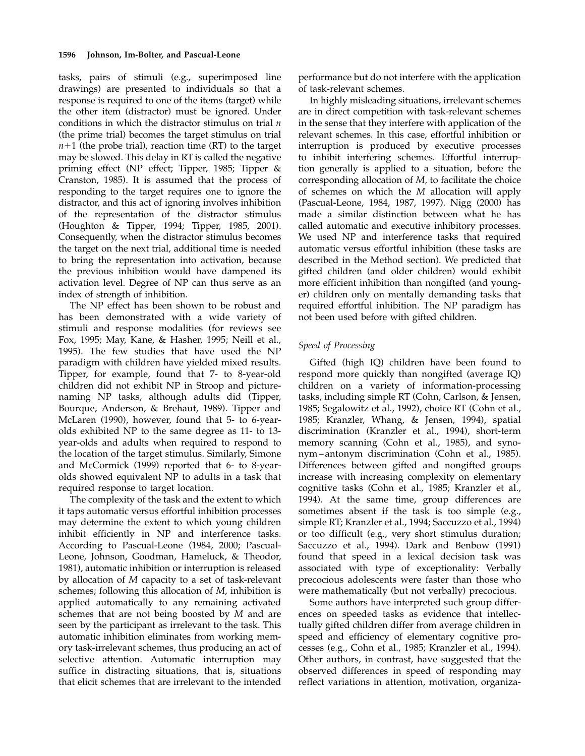tasks, pairs of stimuli (e.g., superimposed line drawings) are presented to individuals so that a response is required to one of the items (target) while the other item (distractor) must be ignored. Under conditions in which the distractor stimulus on trial $n$ (the prime trial) becomes the target stimulus on trial $n+1$ (the probe trial), reaction time (RT) to the target may be slowed. This delay in RT is called the negative priming effect (NP effect; Tipper, 1985; Tipper & Cranston, 1985). It is assumed that the process of responding to the target requires one to ignore the distractor, and this act of ignoring involves inhibition of the representation of the distractor stimulus (Houghton & Tipper, 1994; Tipper, 1985, 2001). Consequently, when the distractor stimulus becomes the target on the next trial, additional time is needed to bring the representation into activation, because the previous inhibition would have dampened its activation level. Degree of NP can thus serve as an index of strength of inhibition.

The NP effect has been shown to be robust and has been demonstrated with a wide variety of stimuli and response modalities (for reviews see Fox, 1995; May, Kane, & Hasher, 1995; Neill et al., 1995). The few studies that have used the NP paradigm with children have yielded mixed results. Tipper, for example, found that 7- to 8-year-old children did not exhibit NP in Stroop and picture-naming NP tasks, although adults did (Tipper, Bourque, Anderson, & Brehaut, 1989). Tipper and McLaren (1990), however, found that 5- to 6-year-olds exhibited NP to the same degree as 11- to 13-year-olds and adults when required to respond to the location of the target stimulus. Similarly, Simone and McCormick (1999) reported that 6- to 8-year-olds showed equivalent NP to adults in a task that required response to target location.

The complexity of the task and the extent to which it taps automatic versus effortful inhibition processes may determine the extent to which young children inhibit efficiently in NP and interference tasks. According to Pascual-Leone (1984, 2000; Pascual-Leone, Johnson, Goodman, Hameluck, & Theodor, 1981), automatic inhibition or interruption is released by allocation of $M$ capacity to a set of task-relevant schemes; following this allocation of $M$, inhibition is applied automatically to any remaining activated schemes that are not being boosted by $M$ and are seen by the participant as irrelevant to the task. This automatic inhibition eliminates from working memory task-irrelevant schemes, thus producing an act of selective attention. Automatic interruption may suffice in distracting situations, that is, situations that elicit schemes that are irrelevant to the intended performance but do not interfere with the application of task-relevant schemes.

In highly misleading situations, irrelevant schemes are in direct competition with task-relevant schemes in the sense that they interfere with application of the relevant schemes. In this case, effortful inhibition or interruption is produced by executive processes to inhibit interfering schemes. Effortful interruption generally is applied to a situation, before the corresponding allocation of $M$, to facilitate the choice of schemes on which the $M$ allocation will apply (Pascual-Leone, 1984, 1987, 1997). Nigg (2000) has made a similar distinction between what he has called automatic and executive inhibitory processes. We used NP and interference tasks that required automatic versus effortful inhibition (these tasks are described in the Method section). We predicted that gifted children (and older children) would exhibit more efficient inhibition than nongifted (and younger) children only on mentally demanding tasks that required effortful inhibition. The NP paradigm has not been used before with gifted children.

### *Speed of Processing*

Gifted (high IQ) children have been found to respond more quickly than nongifted (average IQ) children on a variety of information-processing tasks, including simple RT (Cohn, Carlson, & Jensen, 1985; Segalowitz et al., 1992), choice RT (Cohn et al., 1985; Kranzler, Whang, & Jensen, 1994), spatial discrimination (Kranzler et al., 1994), short-term memory scanning (Cohn et al., 1985), and synonym–antonym discrimination (Cohn et al., 1985). Differences between gifted and nongifted groups increase with increasing complexity on elementary cognitive tasks (Cohn et al., 1985; Kranzler et al., 1994). At the same time, group differences are sometimes absent if the task is too simple (e.g., simple RT; Kranzler et al., 1994; Saccuzzo et al., 1994) or too difficult (e.g., very short stimulus duration; Saccuzzo et al., 1994). Dark and Benbow (1991) found that speed in a lexical decision task was associated with type of exceptionality: Verbally precocious adolescents were faster than those who were mathematically (but not verbally) precocious.

Some authors have interpreted such group differences on speeded tasks as evidence that intellectually gifted children differ from average children in speed and efficiency of elementary cognitive processes (e.g., Cohn et al., 1985; Kranzler et al., 1994). Other authors, in contrast, have suggested that the observed differences in speed of responding may reflect variations in attention, motivation, organiza-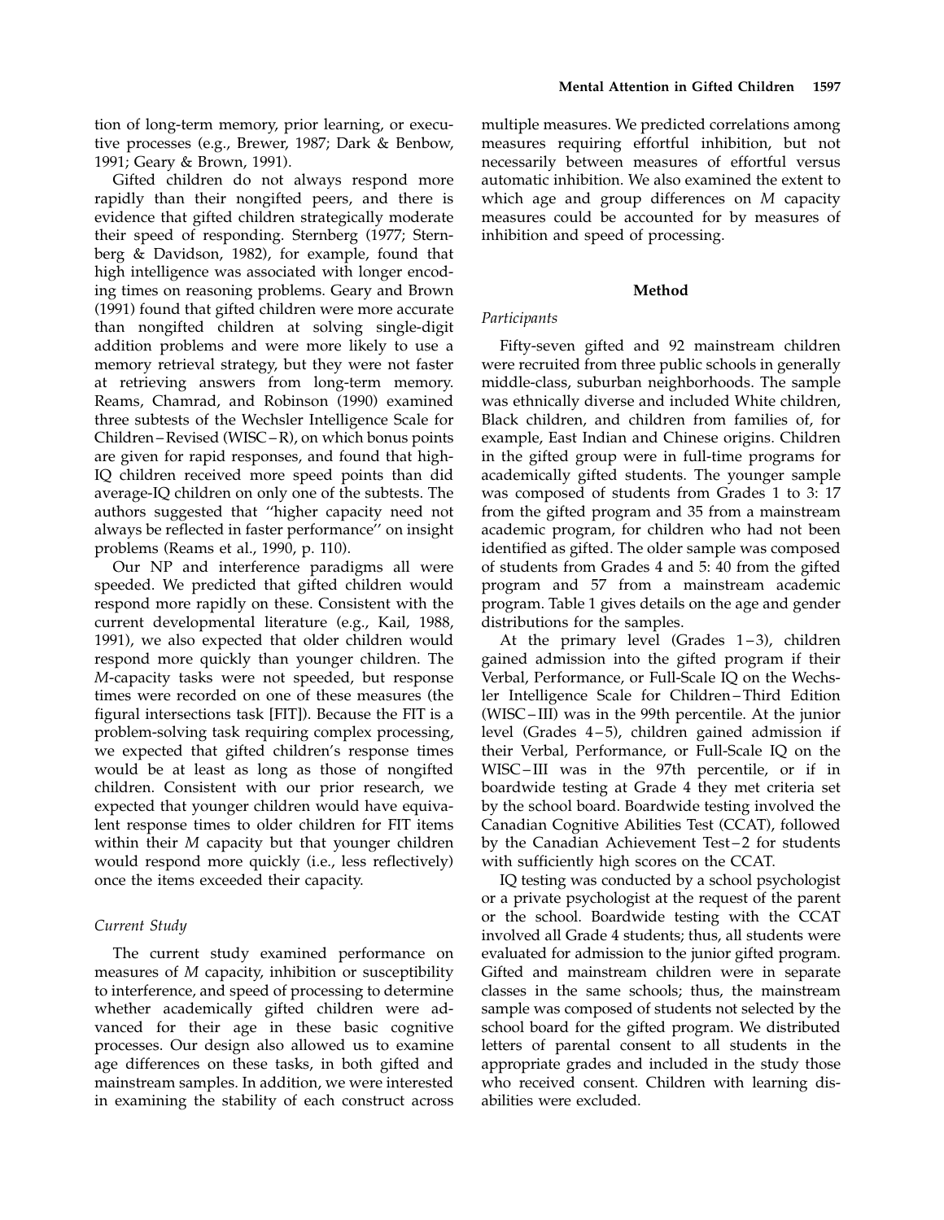tion of long-term memory, prior learning, or executive processes (e.g., Brewer, 1987; Dark & Benbow, 1991; Geary & Brown, 1991).

Gifted children do not always respond more rapidly than their nongifted peers, and there is evidence that gifted children strategically moderate their speed of responding. Sternberg (1977; Sternberg & Davidson, 1982), for example, found that high intelligence was associated with longer encoding times on reasoning problems. Geary and Brown (1991) found that gifted children were more accurate than nongifted children at solving single-digit addition problems and were more likely to use a memory retrieval strategy, but they were not faster at retrieving answers from long-term memory. Reams, Chamrad, and Robinson (1990) examined three subtests of the Wechsler Intelligence Scale for Children – Revised (WISC – R), on which bonus points are given for rapid responses, and found that high-IQ children received more speed points than did average-IQ children on only one of the subtests. The authors suggested that ''higher capacity need not always be reflected in faster performance'' on insight problems (Reams et al., 1990, p. 110).

Our NP and interference paradigms all were speeded. We predicted that gifted children would respond more rapidly on these. Consistent with the current developmental literature (e.g., Kail, 1988, 1991), we also expected that older children would respond more quickly than younger children. The *M*-capacity tasks were not speeded, but response times were recorded on one of these measures (the figural intersections task [FIT]). Because the FIT is a problem-solving task requiring complex processing, we expected that gifted children's response times would be at least as long as those of nongifted children. Consistent with our prior research, we expected that younger children would have equivalent response times to older children for FIT items within their *M* capacity but that younger children would respond more quickly (i.e., less reflectively) once the items exceeded their capacity.

### *Current Study*

The current study examined performance on measures of *M* capacity, inhibition or susceptibility to interference, and speed of processing to determine whether academically gifted children were advanced for their age in these basic cognitive processes. Our design also allowed us to examine age differences on these tasks, in both gifted and mainstream samples. In addition, we were interested in examining the stability of each construct across multiple measures. We predicted correlations among measures requiring effortful inhibition, but not necessarily between measures of effortful versus automatic inhibition. We also examined the extent to which age and group differences on *M* capacity measures could be accounted for by measures of inhibition and speed of processing.

## Method

### *Participants*

Fifty-seven gifted and 92 mainstream children were recruited from three public schools in generally middle-class, suburban neighborhoods. The sample was ethnically diverse and included White children, Black children, and children from families of, for example, East Indian and Chinese origins. Children in the gifted group were in full-time programs for academically gifted students. The younger sample was composed of students from Grades 1 to 3: 17 from the gifted program and 35 from a mainstream academic program, for children who had not been identified as gifted. The older sample was composed of students from Grades 4 and 5: 40 from the gifted program and 57 from a mainstream academic program. Table 1 gives details on the age and gender distributions for the samples.

At the primary level (Grades 1 – 3), children gained admission into the gifted program if their Verbal, Performance, or Full-Scale IQ on the Wechsler Intelligence Scale for Children – Third Edition (WISC – III) was in the 99th percentile. At the junior level (Grades 4 – 5), children gained admission if their Verbal, Performance, or Full-Scale IQ on the WISC – III was in the 97th percentile, or if in boardwide testing at Grade 4 they met criteria set by the school board. Boardwide testing involved the Canadian Cognitive Abilities Test (CCAT), followed by the Canadian Achievement Test – 2 for students with sufficiently high scores on the CCAT.

IQ testing was conducted by a school psychologist or a private psychologist at the request of the parent or the school. Boardwide testing with the CCAT involved all Grade 4 students; thus, all students were evaluated for admission to the junior gifted program. Gifted and mainstream children were in separate classes in the same schools; thus, the mainstream sample was composed of students not selected by the school board for the gifted program. We distributed letters of parental consent to all students in the appropriate grades and included in the study those who received consent. Children with learning disabilities were excluded.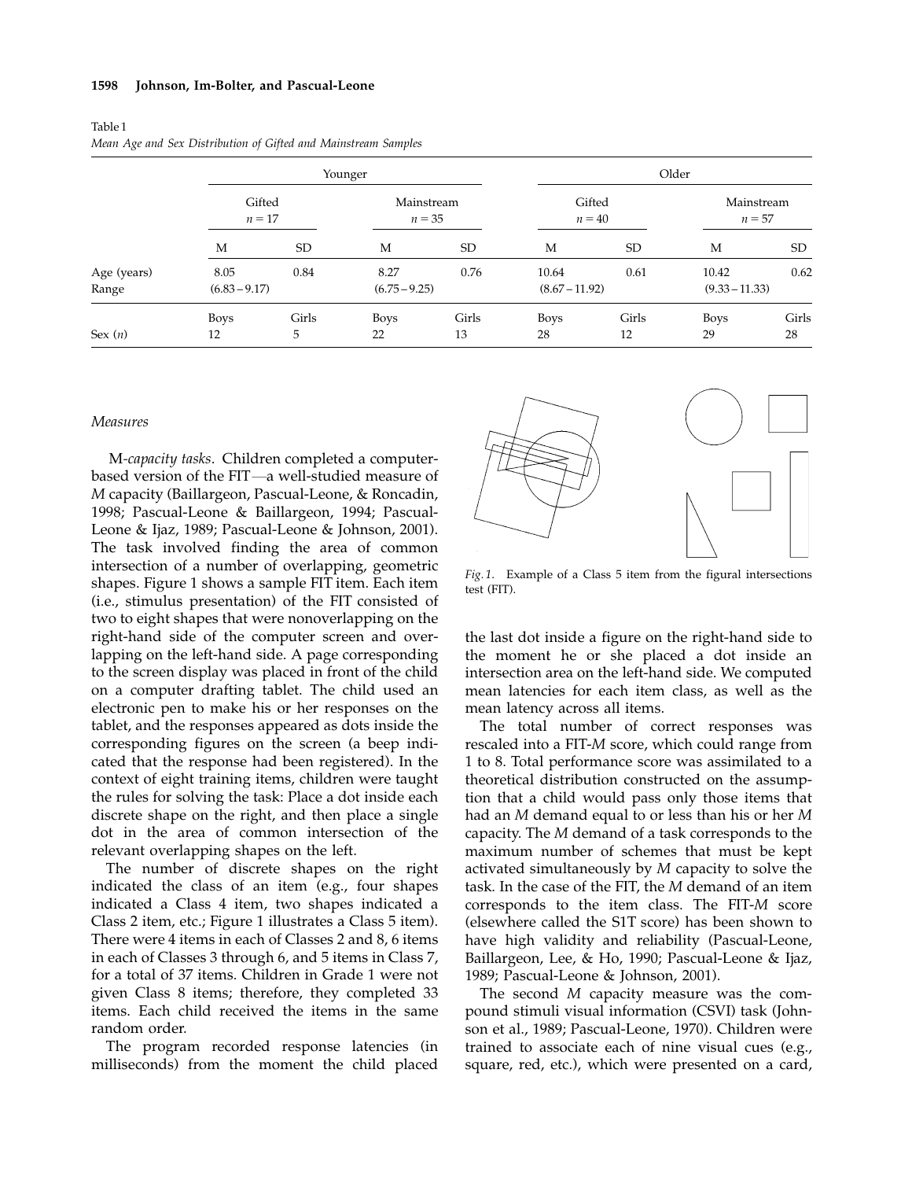Table 1
*Mean Age and Sex Distribution of Gifted and Mainstream Samples*

| | Younger | | | | Older | | | |
|---|---|---|---|---|---|---|---|---|
| | Gifted $n = 17$ | | Mainstream $n = 35$ | | Gifted $n = 40$ | | Mainstream $n = 57$ | |
| | M | SD | M | SD | M | SD | M | SD |
| Age (years) | 8.05 | 0.84 | 8.27 | 0.76 | 10.64 | 0.61 | 10.42 | 0.62 |
| Range | (6.83 – 9.17) | | (6.75 – 9.25) | | (8.67 – 11.92) | | (9.33 – 11.33) | |
| | Boys | Girls | Boys | Girls | Boys | Girls | Boys | Girls |
| Sex ($n$) | 12 | 5 | 22 | 13 | 28 | 12 | 29 | 28 |

### Measures

*M-capacity tasks*. Children completed a computer-based version of the FIT—a well-studied measure of *M* capacity (Baillargeon, Pascual-Leone, & Roncadin, 1998; Pascual-Leone & Baillargeon, 1994; Pascual-Leone & Ijaz, 1989; Pascual-Leone & Johnson, 2001). The task involved finding the area of common intersection of a number of overlapping, geometric shapes. Figure 1 shows a sample FIT item. Each item (i.e., stimulus presentation) of the FIT consisted of two to eight shapes that were nonoverlapping on the right-hand side of the computer screen and overlapping on the left-hand side. A page corresponding to the screen display was placed in front of the child on a computer drafting tablet. The child used an electronic pen to make his or her responses on the tablet, and the responses appeared as dots inside the corresponding figures on the screen (a beep indicated that the response had been registered). In the context of eight training items, children were taught the rules for solving the task: Place a dot inside each discrete shape on the right, and then place a single dot in the area of common intersection of the relevant overlapping shapes on the left.

The number of discrete shapes on the right indicated the class of an item (e.g., four shapes indicated a Class 4 item, two shapes indicated a Class 2 item, etc.; Figure 1 illustrates a Class 5 item). There were 4 items in each of Classes 2 and 8, 6 items in each of Classes 3 through 6, and 5 items in Class 7, for a total of 37 items. Children in Grade 1 were not given Class 8 items; therefore, they completed 33 items. Each child received the items in the same random order.

The program recorded response latencies (in milliseconds) from the moment the child placed the last dot inside a figure on the right-hand side to the moment he or she placed a dot inside an intersection area on the left-hand side. We computed mean latencies for each item class, as well as the mean latency across all items.

*Fig. 1.* Example of a Class 5 item from the figural intersections test (FIT).

The total number of correct responses was rescaled into a FIT-*M* score, which could range from 1 to 8. Total performance score was assimilated to a theoretical distribution constructed on the assumption that a child would pass only those items that had an *M* demand equal to or less than his or her *M* capacity. The *M* demand of a task corresponds to the maximum number of schemes that must be kept activated simultaneously by *M* capacity to solve the task. In the case of the FIT, the *M* demand of an item corresponds to the item class. The FIT-*M* score (elsewhere called the S1T score) has been shown to have high validity and reliability (Pascual-Leone, Baillargeon, Lee, & Ho, 1990; Pascual-Leone & Ijaz, 1989; Pascual-Leone & Johnson, 2001).

The second *M* capacity measure was the compound stimuli visual information (CSVI) task (Johnson et al., 1989; Pascual-Leone, 1970). Children were trained to associate each of nine visual cues (e.g., square, red, etc.), which were presented on a card,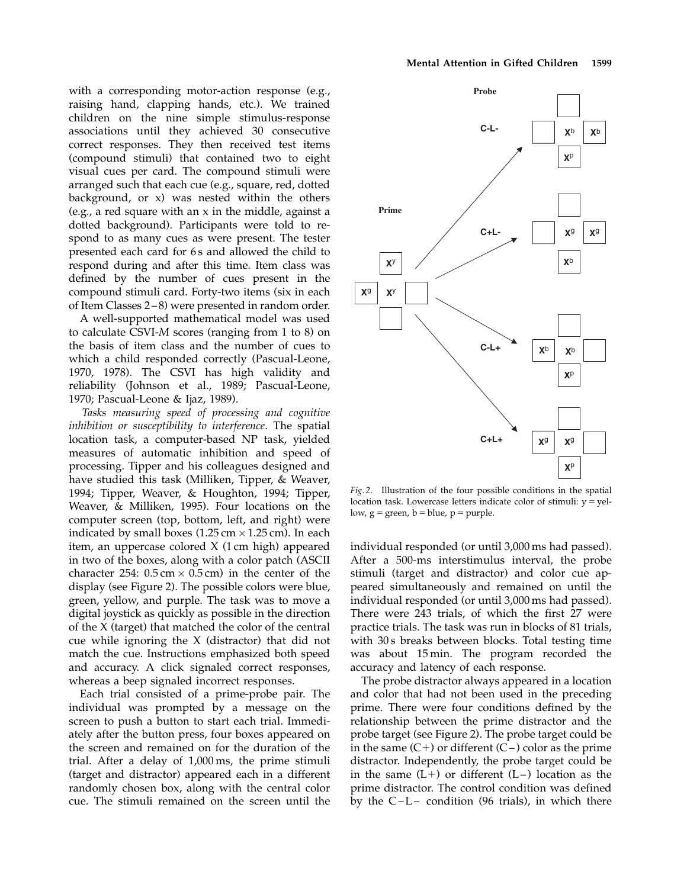with a corresponding motor-action response (e.g., raising hand, clapping hands, etc.). We trained children on the nine simple stimulus-response associations until they achieved 30 consecutive correct responses. They then received test items (compound stimuli) that contained two to eight visual cues per card. The compound stimuli were arranged such that each cue (e.g., square, red, dotted background, or x) was nested within the others (e.g., a red square with an x in the middle, against a dotted background). Participants were told to respond to as many cues as were present. The tester presented each card for 6 s and allowed the child to respond during and after this time. Item class was defined by the number of cues present in the compound stimuli card. Forty-two items (six in each of Item Classes 2–8) were presented in random order.

A well-supported mathematical model was used to calculate CSVI-*M* scores (ranging from 1 to 8) on the basis of item class and the number of cues to which a child responded correctly (Pascual-Leone, 1970, 1978). The CSVI has high validity and reliability (Johnson et al., 1989; Pascual-Leone, 1970; Pascual-Leone & Ijaz, 1989).

*Tasks measuring speed of processing and cognitive inhibition or susceptibility to interference*. The spatial location task, a computer-based NP task, yielded measures of automatic inhibition and speed of processing. Tipper and his colleagues designed and have studied this task (Milliken, Tipper, & Weaver, 1994; Tipper, Weaver, & Houghton, 1994; Tipper, Weaver, & Milliken, 1995). Four locations on the computer screen (top, bottom, left, and right) were indicated by small boxes (1.25 cm × 1.25 cm). In each item, an uppercase colored X (1 cm high) appeared in two of the boxes, along with a color patch (ASCII character 254: 0.5 cm × 0.5 cm) in the center of the display (see Figure 2). The possible colors were blue, green, yellow, and purple. The task was to move a digital joystick as quickly as possible in the direction of the X (target) that matched the color of the central cue while ignoring the X (distractor) that did not match the cue. Instructions emphasized both speed and accuracy. A click signaled correct responses, whereas a beep signaled incorrect responses.

Each trial consisted of a prime-probe pair. The individual was prompted by a message on the screen to push a button to start each trial. Immediately after the button press, four boxes appeared on the screen and remained on for the duration of the trial. After a delay of 1,000 ms, the prime stimuli (target and distractor) appeared each in a different randomly chosen box, along with the central color cue. The stimuli remained on the screen until the individual responded (or until 3,000 ms had passed). After a 500-ms interstimulus interval, the probe stimuli (target and distractor) and color cue appeared simultaneously and remained on until the individual responded (or until 3,000 ms had passed). There were 243 trials, of which the first 27 were practice trials. The task was run in blocks of 81 trials, with 30 s breaks between blocks. Total testing time was about 15 min. The program recorded the accuracy and latency of each response.

*Fig. 2*. Illustration of the four possible conditions in the spatial location task. Lowercase letters indicate color of stimuli: y = yellow, g = green, b = blue, p = purple.

The probe distractor always appeared in a location and color that had not been used in the preceding prime. There were four conditions defined by the relationship between the prime distractor and the probe target (see Figure 2). The probe target could be in the same (C+) or different (C−) color as the prime distractor. Independently, the probe target could be in the same (L+) or different (L−) location as the prime distractor. The control condition was defined by the C−L− condition (96 trials), in which there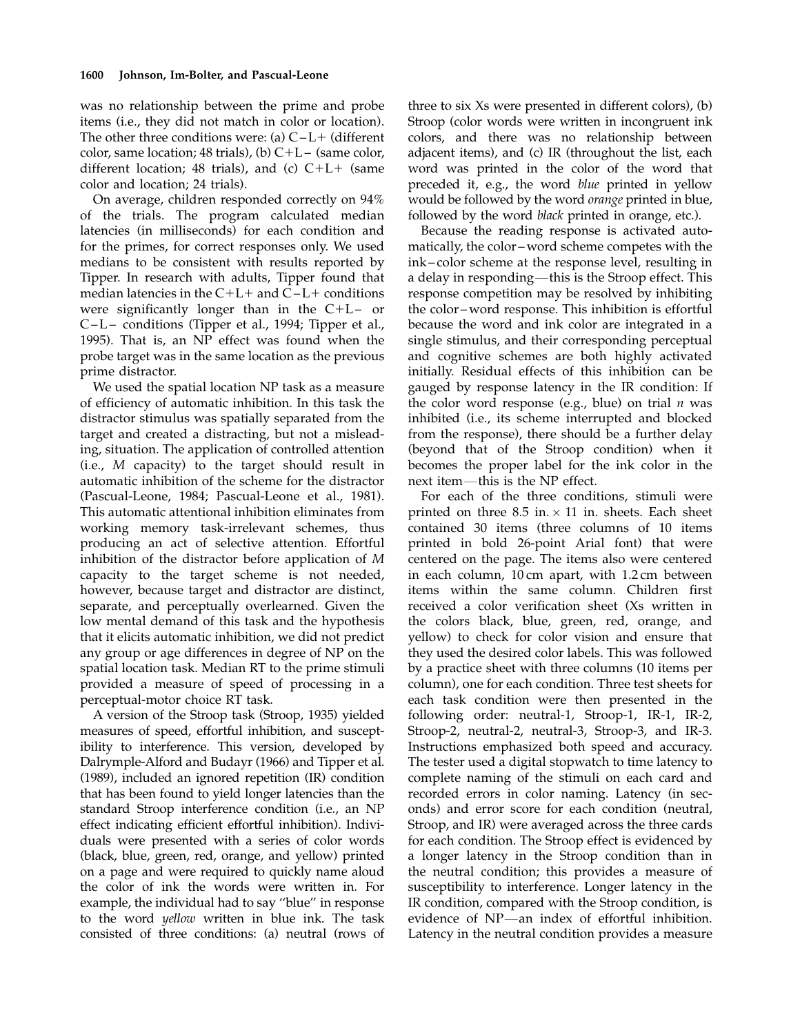was no relationship between the prime and probe items (i.e., they did not match in color or location). The other three conditions were: (a) C–L+ (different color, same location; 48 trials), (b) C+L– (same color, different location; 48 trials), and (c) C+L+ (same color and location; 24 trials).

On average, children responded correctly on 94% of the trials. The program calculated median latencies (in milliseconds) for each condition and for the primes, for correct responses only. We used medians to be consistent with results reported by Tipper. In research with adults, Tipper found that median latencies in the C+L+ and C–L+ conditions were significantly longer than in the C+L– or C–L– conditions (Tipper et al., 1994; Tipper et al., 1995). That is, an NP effect was found when the probe target was in the same location as the previous prime distractor.

We used the spatial location NP task as a measure of efficiency of automatic inhibition. In this task the distractor stimulus was spatially separated from the target and created a distracting, but not a misleading, situation. The application of controlled attention (i.e., *M* capacity) to the target should result in automatic inhibition of the scheme for the distractor (Pascual-Leone, 1984; Pascual-Leone et al., 1981). This automatic attentional inhibition eliminates from working memory task-irrelevant schemes, thus producing an act of selective attention. Effortful inhibition of the distractor before application of *M* capacity to the target scheme is not needed, however, because target and distractor are distinct, separate, and perceptually overlearned. Given the low mental demand of this task and the hypothesis that it elicits automatic inhibition, we did not predict any group or age differences in degree of NP on the spatial location task. Median RT to the prime stimuli provided a measure of speed of processing in a perceptual-motor choice RT task.

A version of the Stroop task (Stroop, 1935) yielded measures of speed, effortful inhibition, and susceptibility to interference. This version, developed by Dalrymple-Alford and Budayr (1966) and Tipper et al. (1989), included an ignored repetition (IR) condition that has been found to yield longer latencies than the standard Stroop interference condition (i.e., an NP effect indicating efficient effortful inhibition). Individuals were presented with a series of color words (black, blue, green, red, orange, and yellow) printed on a page and were required to quickly name aloud the color of ink the words were written in. For example, the individual had to say "blue" in response to the word *yellow* written in blue ink. The task consisted of three conditions: (a) neutral (rows of three to six Xs were presented in different colors), (b) Stroop (color words were written in incongruent ink colors, and there was no relationship between adjacent items), and (c) IR (throughout the list, each word was printed in the color of the word that preceded it, e.g., the word *blue* printed in yellow would be followed by the word *orange* printed in blue, followed by the word *black* printed in orange, etc.).

Because the reading response is activated automatically, the color–word scheme competes with the ink–color scheme at the response level, resulting in a delay in responding—this is the Stroop effect. This response competition may be resolved by inhibiting the color–word response. This inhibition is effortful because the word and ink color are integrated in a single stimulus, and their corresponding perceptual and cognitive schemes are both highly activated initially. Residual effects of this inhibition can be gauged by response latency in the IR condition: If the color word response (e.g., blue) on trial *n* was inhibited (i.e., its scheme interrupted and blocked from the response), there should be a further delay (beyond that of the Stroop condition) when it becomes the proper label for the ink color in the next item—this is the NP effect.

For each of the three conditions, stimuli were printed on three 8.5 in. × 11 in. sheets. Each sheet contained 30 items (three columns of 10 items printed in bold 26-point Arial font) that were centered on the page. The items also were centered in each column, 10 cm apart, with 1.2 cm between items within the same column. Children first received a color verification sheet (Xs written in the colors black, blue, green, red, orange, and yellow) to check for color vision and ensure that they used the desired color labels. This was followed by a practice sheet with three columns (10 items per column), one for each condition. Three test sheets for each task condition were then presented in the following order: neutral-1, Stroop-1, IR-1, IR-2, Stroop-2, neutral-2, neutral-3, Stroop-3, and IR-3. Instructions emphasized both speed and accuracy. The tester used a digital stopwatch to time latency to complete naming of the stimuli on each card and recorded errors in color naming. Latency (in seconds) and error score for each condition (neutral, Stroop, and IR) were averaged across the three cards for each condition. The Stroop effect is evidenced by a longer latency in the Stroop condition than in the neutral condition; this provides a measure of susceptibility to interference. Longer latency in the IR condition, compared with the Stroop condition, is evidence of NP—an index of effortful inhibition. Latency in the neutral condition provides a measure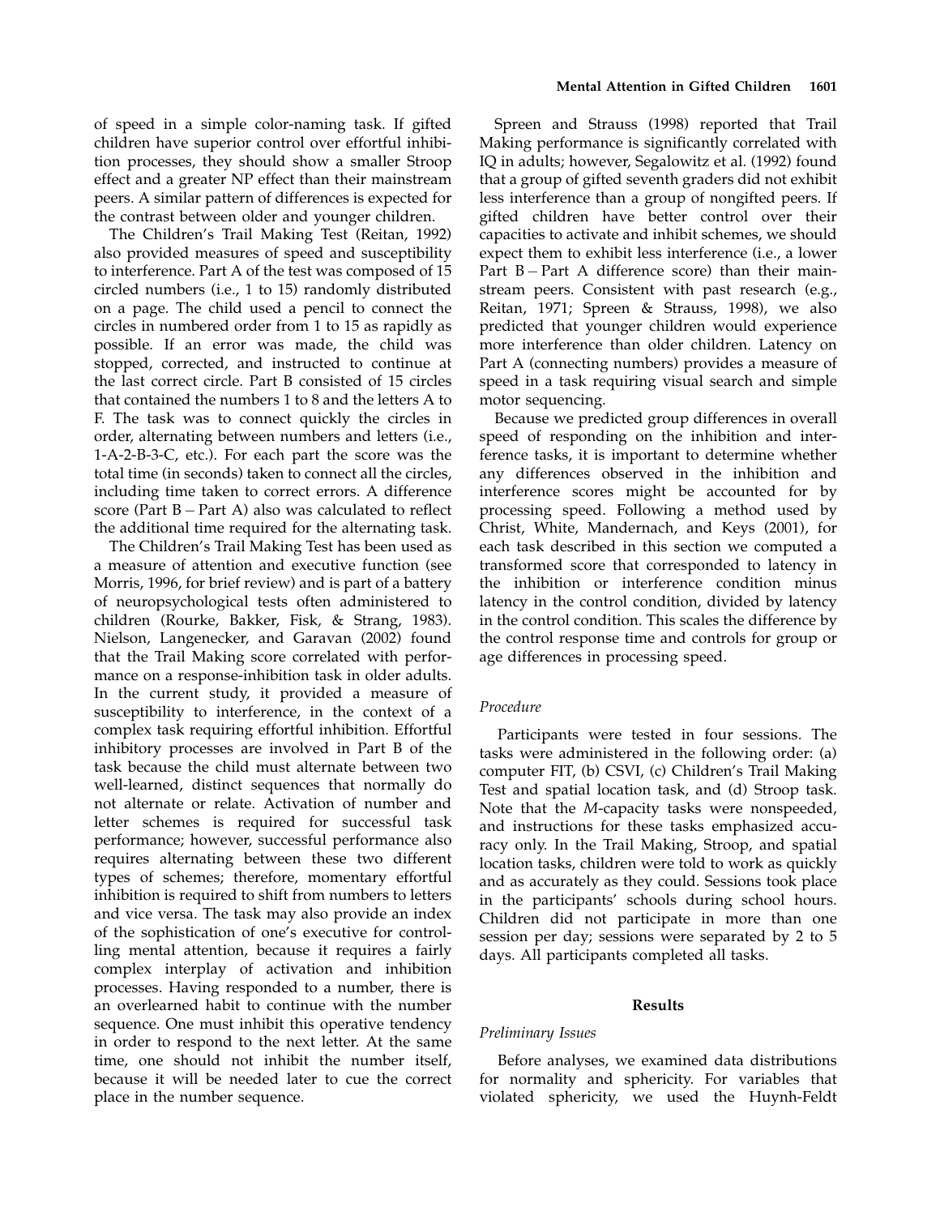of speed in a simple color-naming task. If gifted children have superior control over effortful inhibition processes, they should show a smaller Stroop effect and a greater NP effect than their mainstream peers. A similar pattern of differences is expected for the contrast between older and younger children.

The Children's Trail Making Test (Reitan, 1992) also provided measures of speed and susceptibility to interference. Part A of the test was composed of 15 circled numbers (i.e., 1 to 15) randomly distributed on a page. The child used a pencil to connect the circles in numbered order from 1 to 15 as rapidly as possible. If an error was made, the child was stopped, corrected, and instructed to continue at the last correct circle. Part B consisted of 15 circles that contained the numbers 1 to 8 and the letters A to F. The task was to connect quickly the circles in order, alternating between numbers and letters (i.e., 1-A-2-B-3-C, etc.). For each part the score was the total time (in seconds) taken to connect all the circles, including time taken to correct errors. A difference score (Part B − Part A) also was calculated to reflect the additional time required for the alternating task.

The Children's Trail Making Test has been used as a measure of attention and executive function (see Morris, 1996, for brief review) and is part of a battery of neuropsychological tests often administered to children (Rourke, Bakker, Fisk, & Strang, 1983). Nielson, Langenecker, and Garavan (2002) found that the Trail Making score correlated with performance on a response-inhibition task in older adults. In the current study, it provided a measure of susceptibility to interference, in the context of a complex task requiring effortful inhibition. Effortful inhibitory processes are involved in Part B of the task because the child must alternate between two well-learned, distinct sequences that normally do not alternate or relate. Activation of number and letter schemes is required for successful task performance; however, successful performance also requires alternating between these two different types of schemes; therefore, momentary effortful inhibition is required to shift from numbers to letters and vice versa. The task may also provide an index of the sophistication of one's executive for controlling mental attention, because it requires a fairly complex interplay of activation and inhibition processes. Having responded to a number, there is an overlearned habit to continue with the number sequence. One must inhibit this operative tendency in order to respond to the next letter. At the same time, one should not inhibit the number itself, because it will be needed later to cue the correct place in the number sequence.

Spreen and Strauss (1998) reported that Trail Making performance is significantly correlated with IQ in adults; however, Segalowitz et al. (1992) found that a group of gifted seventh graders did not exhibit less interference than a group of nongifted peers. If gifted children have better control over their capacities to activate and inhibit schemes, we should expect them to exhibit less interference (i.e., a lower Part B − Part A difference score) than their mainstream peers. Consistent with past research (e.g., Reitan, 1971; Spreen & Strauss, 1998), we also predicted that younger children would experience more interference than older children. Latency on Part A (connecting numbers) provides a measure of speed in a task requiring visual search and simple motor sequencing.

Because we predicted group differences in overall speed of responding on the inhibition and interference tasks, it is important to determine whether any differences observed in the inhibition and interference scores might be accounted for by processing speed. Following a method used by Christ, White, Mandernach, and Keys (2001), for each task described in this section we computed a transformed score that corresponded to latency in the inhibition or interference condition minus latency in the control condition, divided by latency in the control condition. This scales the difference by the control response time and controls for group or age differences in processing speed.

### *Procedure*

Participants were tested in four sessions. The tasks were administered in the following order: (a) computer FIT, (b) CSVI, (c) Children's Trail Making Test and spatial location task, and (d) Stroop task. Note that the *M*-capacity tasks were nonspeeded, and instructions for these tasks emphasized accuracy only. In the Trail Making, Stroop, and spatial location tasks, children were told to work as quickly and as accurately as they could. Sessions took place in the participants' schools during school hours. Children did not participate in more than one session per day; sessions were separated by 2 to 5 days. All participants completed all tasks.

## Results

### *Preliminary Issues*

Before analyses, we examined data distributions for normality and sphericity. For variables that violated sphericity, we used the Huynh-Feldt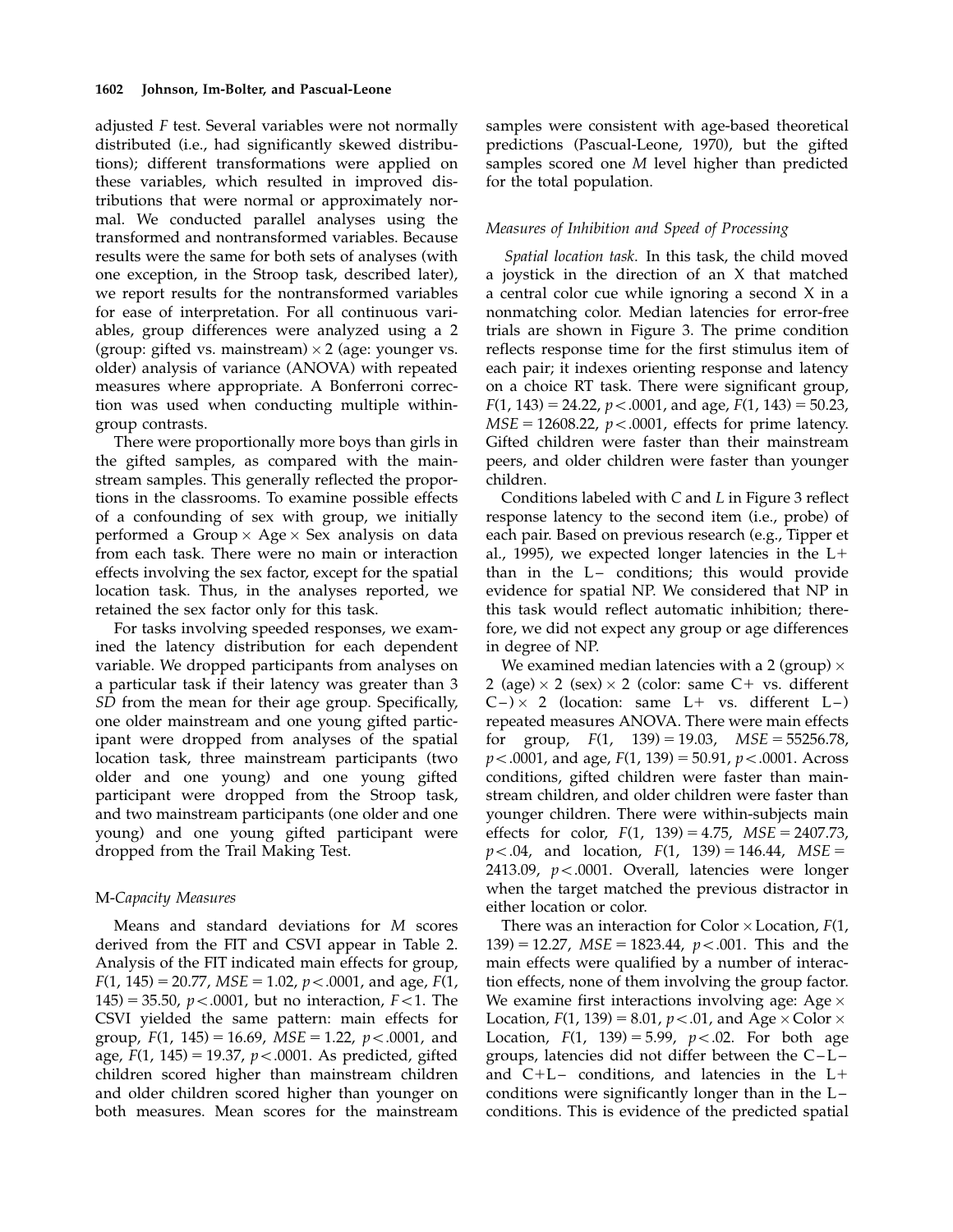adjusted *F* test. Several variables were not normally distributed (i.e., had significantly skewed distributions); different transformations were applied on these variables, which resulted in improved distributions that were normal or approximately normal. We conducted parallel analyses using the transformed and nontransformed variables. Because results were the same for both sets of analyses (with one exception, in the Stroop task, described later), we report results for the nontransformed variables for ease of interpretation. For all continuous variables, group differences were analyzed using a 2 (group: gifted vs. mainstream) × 2 (age: younger vs. older) analysis of variance (ANOVA) with repeated measures where appropriate. A Bonferroni correction was used when conducting multiple within-group contrasts.

There were proportionally more boys than girls in the gifted samples, as compared with the mainstream samples. This generally reflected the proportions in the classrooms. To examine possible effects of a confounding of sex with group, we initially performed a Group × Age × Sex analysis on data from each task. There were no main or interaction effects involving the sex factor, except for the spatial location task. Thus, in the analyses reported, we retained the sex factor only for this task.

For tasks involving speeded responses, we examined the latency distribution for each dependent variable. We dropped participants from analyses on a particular task if their latency was greater than 3 *SD* from the mean for their age group. Specifically, one older mainstream and one young gifted participant were dropped from analyses of the spatial location task, three mainstream participants (two older and one young) and one young gifted participant were dropped from the Stroop task, and two mainstream participants (one older and one young) and one young gifted participant were dropped from the Trail Making Test.

### *M-Capacity Measures*

Means and standard deviations for *M* scores derived from the FIT and CSVI appear in Table 2. Analysis of the FIT indicated main effects for group, $F(1, 145) = 20.77$, $MSE = 1.02$, $p < .0001$, and age, $F(1, 145) = 35.50$, $p < .0001$, but no interaction, $F < 1$. The CSVI yielded the same pattern: main effects for group, $F(1, 145) = 16.69$, $MSE = 1.22$, $p < .0001$, and age, $F(1, 145) = 19.37$, $p < .0001$. As predicted, gifted children scored higher than mainstream children and older children scored higher than younger on both measures. Mean scores for the mainstream samples were consistent with age-based theoretical predictions (Pascual-Leone, 1970), but the gifted samples scored one *M* level higher than predicted for the total population.

### *Measures of Inhibition and Speed of Processing*

*Spatial location task.* In this task, the child moved a joystick in the direction of an X that matched a central color cue while ignoring a second X in a nonmatching color. Median latencies for error-free trials are shown in Figure 3. The prime condition reflects response time for the first stimulus item of each pair; it indexes orienting response and latency on a choice RT task. There were significant group, $F(1, 143) = 24.22$, $p < .0001$, and age, $F(1, 143) = 50.23$, $MSE = 12608.22$, $p < .0001$, effects for prime latency. Gifted children were faster than their mainstream peers, and older children were faster than younger children.

Conditions labeled with *C* and *L* in Figure 3 reflect response latency to the second item (i.e., probe) of each pair. Based on previous research (e.g., Tipper et al., 1995), we expected longer latencies in the L+ than in the L− conditions; this would provide evidence for spatial NP. We considered that NP in this task would reflect automatic inhibition; therefore, we did not expect any group or age differences in degree of NP.

We examined median latencies with a 2 (group) × 2 (age) × 2 (sex) × 2 (color: same C+ vs. different C−) × 2 (location: same L+ vs. different L−) repeated measures ANOVA. There were main effects for group, $F(1, 139) = 19.03$, $MSE = 55256.78$, $p < .0001$, and age, $F(1, 139) = 50.91$, $p < .0001$. Across conditions, gifted children were faster than mainstream children, and older children were faster than younger children. There were within-subjects main effects for color, $F(1, 139) = 4.75$, $MSE = 2407.73$, $p < .04$, and location, $F(1, 139) = 146.44$, $MSE = 2413.09$, $p < .0001$. Overall, latencies were longer when the target matched the previous distractor in either location or color.

There was an interaction for Color × Location, $F(1, 139) = 12.27$, $MSE = 1823.44$, $p < .001$. This and the main effects were qualified by a number of interaction effects, none of them involving the group factor. We examine first interactions involving age: Age × Location, $F(1, 139) = 8.01$, $p < .01$, and Age × Color × Location, $F(1, 139) = 5.99$, $p < .02$. For both age groups, latencies did not differ between the C−L− and C+L− conditions, and latencies in the L+ conditions were significantly longer than in the L− conditions. This is evidence of the predicted spatial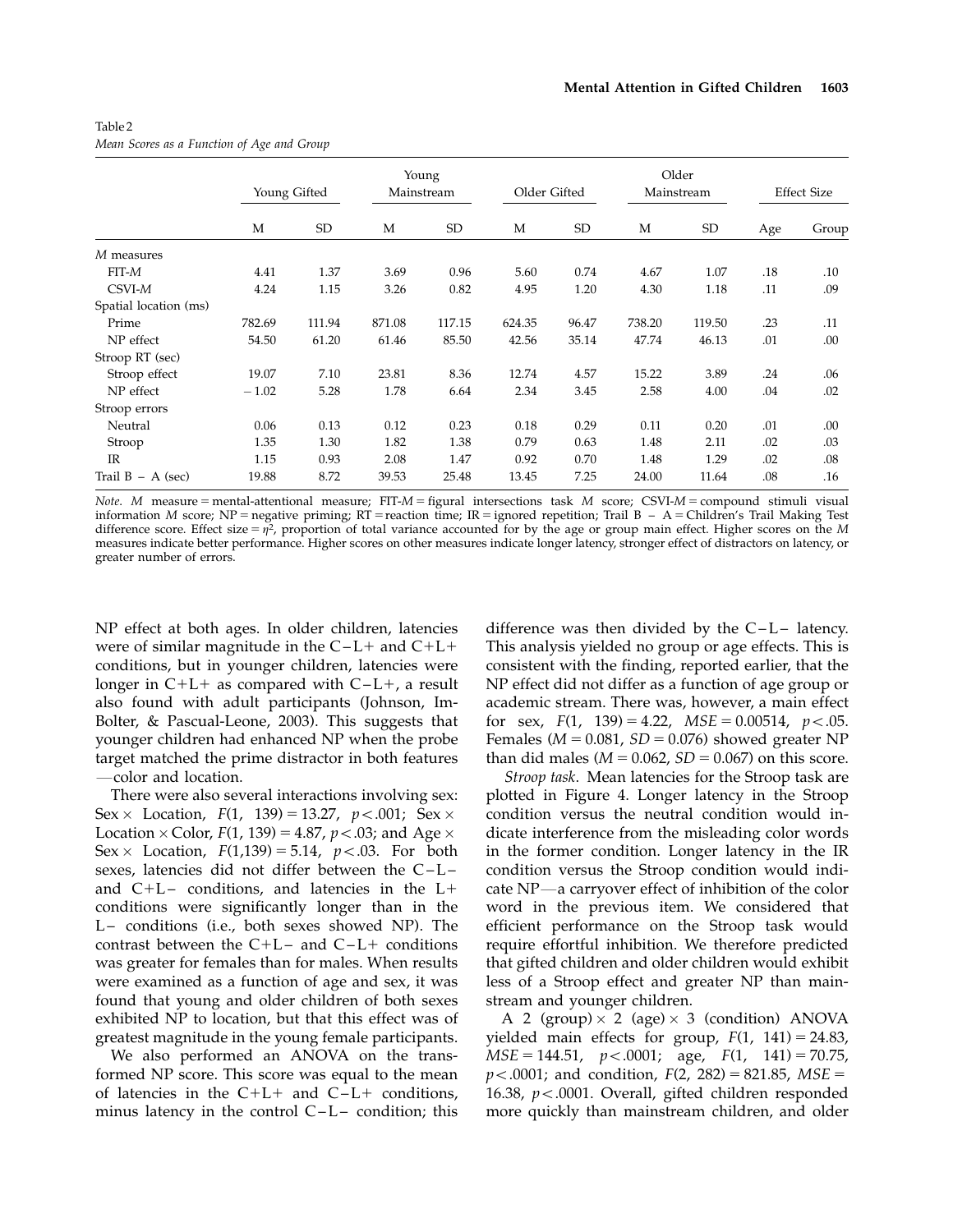Table 2

*Mean Scores as a Function of Age and Group*

| | Young Gifted | | Young Mainstream | | Older Gifted | | Older Mainstream | | Effect Size | |
|---|---|---|---|---|---|---|---|---|---|---|
| | M | SD | M | SD | M | SD | M | SD | Age | Group |
| *M* measures | | | | | | | | | | |
| FIT-*M* | 4.41 | 1.37 | 3.69 | 0.96 | 5.60 | 0.74 | 4.67 | 1.07 | .18 | .10 |
| CSVI-*M* | 4.24 | 1.15 | 3.26 | 0.82 | 4.95 | 1.20 | 4.30 | 1.18 | .11 | .09 |
| Spatial location (ms) | | | | | | | | | | |
| Prime | 782.69 | 111.94 | 871.08 | 117.15 | 624.35 | 96.47 | 738.20 | 119.50 | .23 | .11 |
| NP effect | 54.50 | 61.20 | 61.46 | 85.50 | 42.56 | 35.14 | 47.74 | 46.13 | .01 | .00 |
| Stroop RT (sec) | | | | | | | | | | |
| Stroop effect | 19.07 | 7.10 | 23.81 | 8.36 | 12.74 | 4.57 | 15.22 | 3.89 | .24 | .06 |
| NP effect | − 1.02 | 5.28 | 1.78 | 6.64 | 2.34 | 3.45 | 2.58 | 4.00 | .04 | .02 |
| Stroop errors | | | | | | | | | | |
| Neutral | 0.06 | 0.13 | 0.12 | 0.23 | 0.18 | 0.29 | 0.11 | 0.20 | .01 | .00 |
| Stroop | 1.35 | 1.30 | 1.82 | 1.38 | 0.79 | 0.63 | 1.48 | 2.11 | .02 | .03 |
| IR | 1.15 | 0.93 | 2.08 | 1.47 | 0.92 | 0.70 | 1.48 | 1.29 | .02 | .08 |
| Trail B − A (sec) | 19.88 | 8.72 | 39.53 | 25.48 | 13.45 | 7.25 | 24.00 | 11.64 | .08 | .16 |

*Note.* *M* measure = mental-attentional measure; FIT-*M* = figural intersections task *M* score; CSVI-*M* = compound stimuli visual information *M* score; NP = negative priming; RT = reaction time; IR = ignored repetition; Trail B − A = Children's Trail Making Test difference score. Effect size = $\eta^2$, proportion of total variance accounted for by the age or group main effect. Higher scores on the *M* measures indicate better performance. Higher scores on other measures indicate longer latency, stronger effect of distractors on latency, or greater number of errors.

NP effect at both ages. In older children, latencies were of similar magnitude in the C−L+ and C+L+ conditions, but in younger children, latencies were longer in C+L+ as compared with C−L+, a result also found with adult participants (Johnson, Im-Bolter, & Pascual-Leone, 2003). This suggests that younger children had enhanced NP when the probe target matched the prime distractor in both features—color and location.

There were also several interactions involving sex: Sex × Location, $F(1, 139) = 13.27$, $p < .001$; Sex × Location × Color, $F(1, 139) = 4.87$, $p < .03$; and Age × Sex × Location, $F(1,139) = 5.14$, $p < .03$. For both sexes, latencies did not differ between the C−L− and C+L− conditions, and latencies in the L+ conditions were significantly longer than in the L− conditions (i.e., both sexes showed NP). The contrast between the C+L− and C−L+ conditions was greater for females than for males. When results were examined as a function of age and sex, it was found that young and older children of both sexes exhibited NP to location, but that this effect was of greatest magnitude in the young female participants.

We also performed an ANOVA on the transformed NP score. This score was equal to the mean of latencies in the C+L+ and C−L+ conditions, minus latency in the control C−L− condition; this difference was then divided by the C−L− latency. This analysis yielded no group or age effects. This is consistent with the finding, reported earlier, that the NP effect did not differ as a function of age group or academic stream. There was, however, a main effect for sex, $F(1, 139) = 4.22$, $MSE = 0.00514$, $p < .05$. Females ($M = 0.081$, $SD = 0.076$) showed greater NP than did males ($M = 0.062$, $SD = 0.067$) on this score.

*Stroop task*. Mean latencies for the Stroop task are plotted in Figure 4. Longer latency in the Stroop condition versus the neutral condition would indicate interference from the misleading color words in the former condition. Longer latency in the IR condition versus the Stroop condition would indicate NP—a carryover effect of inhibition of the color word in the previous item. We considered that efficient performance on the Stroop task would require effortful inhibition. We therefore predicted that gifted children and older children would exhibit less of a Stroop effect and greater NP than mainstream and younger children.

A 2 (group) × 2 (age) × 3 (condition) ANOVA yielded main effects for group, $F(1, 141) = 24.83$, $MSE = 144.51$, $p < .0001$; age, $F(1, 141) = 70.75$, $p < .0001$; and condition, $F(2, 282) = 821.85$, $MSE = 16.38$, $p < .0001$. Overall, gifted children responded more quickly than mainstream children, and older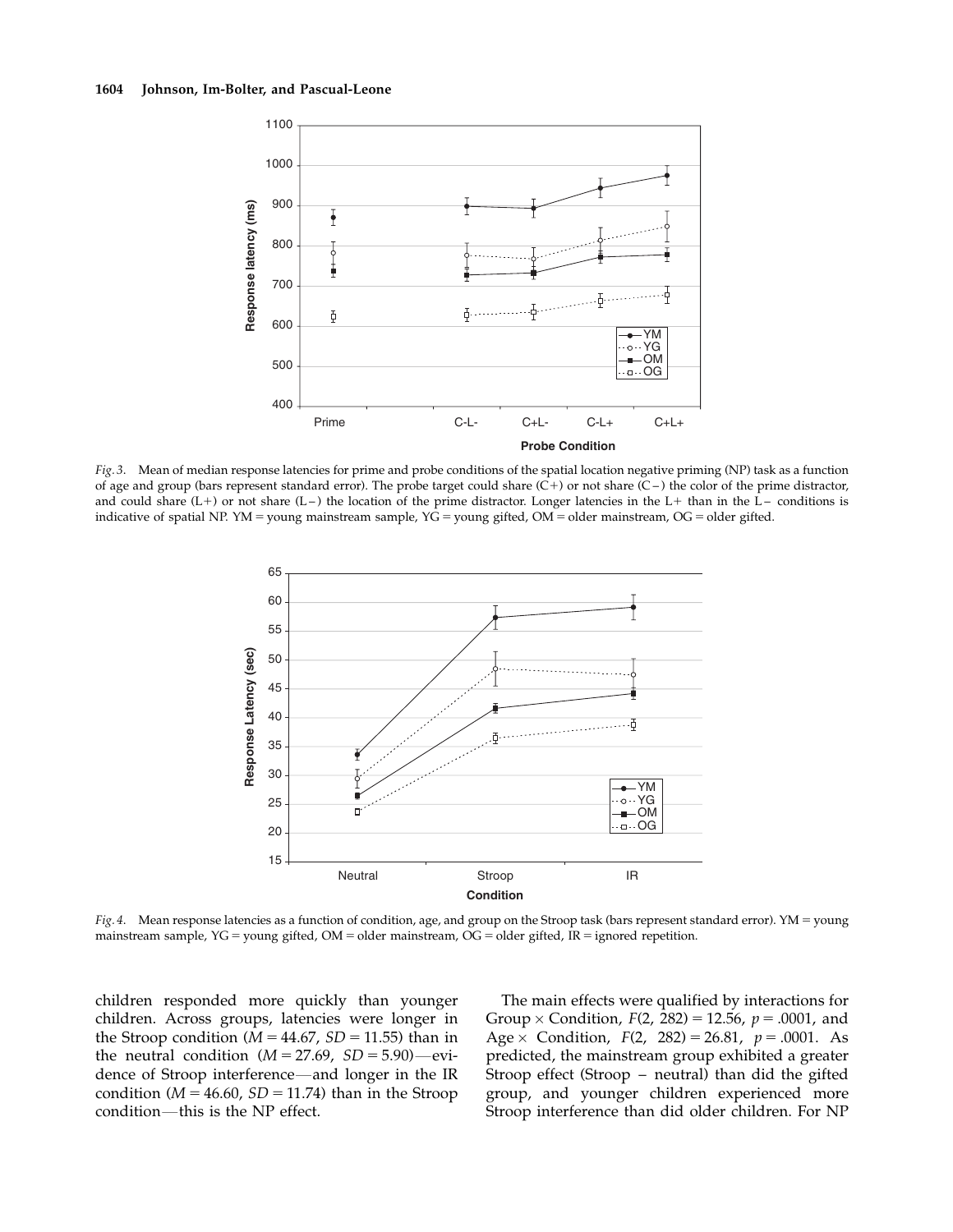*Fig. 3.* Mean of median response latencies for prime and probe conditions of the spatial location negative priming (NP) task as a function of age and group (bars represent standard error). The probe target could share (C+) or not share (C−) the color of the prime distractor, and could share (L+) or not share (L−) the location of the prime distractor. Longer latencies in the L+ than in the L− conditions is indicative of spatial NP. YM = young mainstream sample, YG = young gifted, OM = older mainstream, OG = older gifted.

*Fig. 4.* Mean response latencies as a function of condition, age, and group on the Stroop task (bars represent standard error). YM = young mainstream sample, YG = young gifted, OM = older mainstream, OG = older gifted, IR = ignored repetition.

children responded more quickly than younger children. Across groups, latencies were longer in the Stroop condition ($M = 44.67$, $SD = 11.55$) than in the neutral condition ($M = 27.69$, $SD = 5.90$)—evidence of Stroop interference—and longer in the IR condition ($M = 46.60$, $SD = 11.74$) than in the Stroop condition—this is the NP effect.

The main effects were qualified by interactions for Group × Condition, $F(2, 282) = 12.56$, $p = .0001$, and Age × Condition, $F(2, 282) = 26.81$, $p = .0001$. As predicted, the mainstream group exhibited a greater Stroop effect (Stroop − neutral) than did the gifted group, and younger children experienced more Stroop interference than did older children. For NP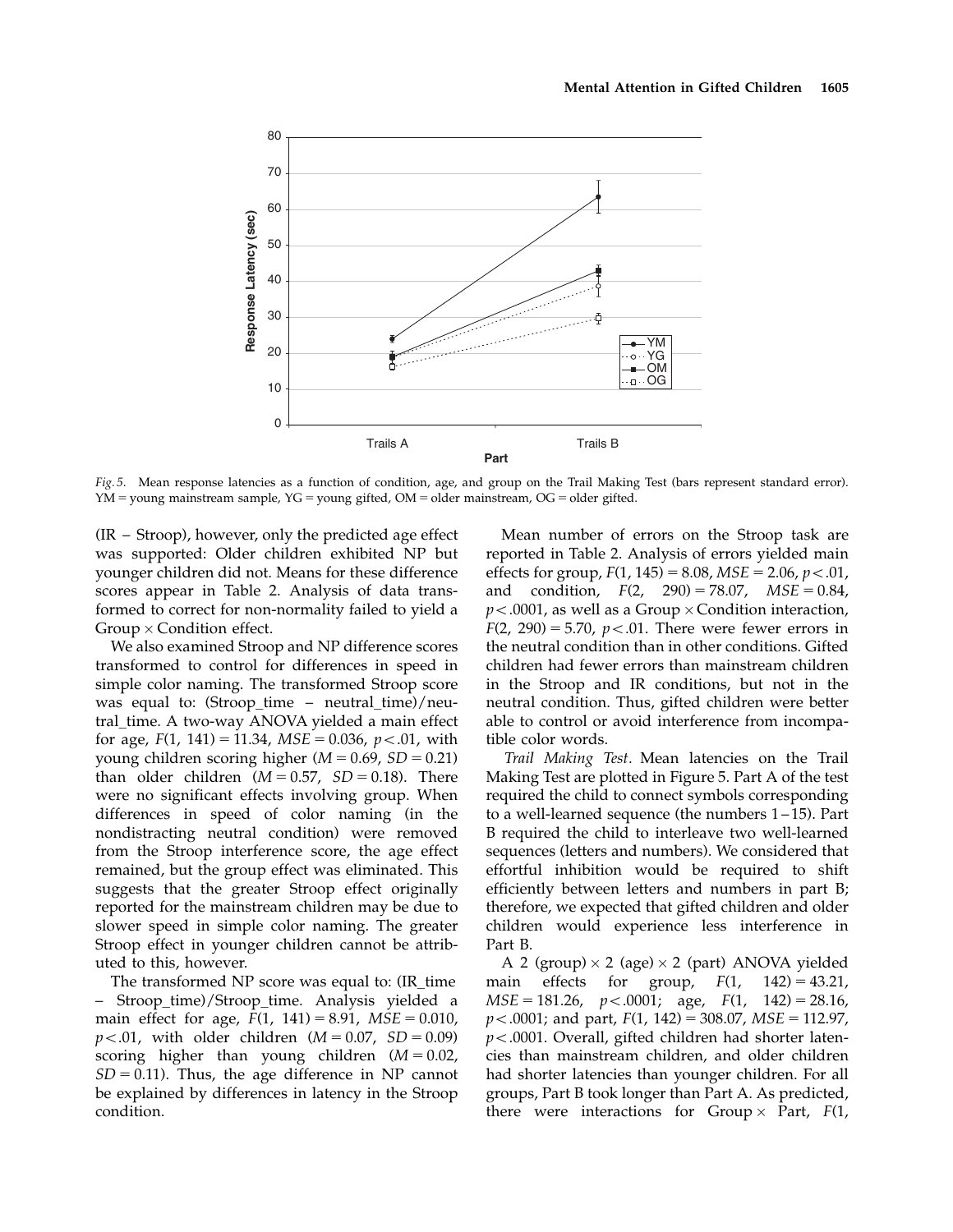Fig. 5. Mean response latencies as a function of condition, age, and group on the Trail Making Test (bars represent standard error). YM = young mainstream sample, YG = young gifted, OM = older mainstream, OG = older gifted.

(IR – Stroop), however, only the predicted age effect was supported: Older children exhibited NP but younger children did not. Means for these difference scores appear in Table 2. Analysis of data transformed to correct for non-normality failed to yield a Group × Condition effect.

We also examined Stroop and NP difference scores transformed to control for differences in speed in simple color naming. The transformed Stroop score was equal to: (Stroop_time – neutral_time)/neutral_time. A two-way ANOVA yielded a main effect for age, $F(1, 141) = 11.34$, $MSE = 0.036$, $p < .01$, with young children scoring higher ($M = 0.69$, $SD = 0.21$) than older children ($M = 0.57$, $SD = 0.18$). There were no significant effects involving group. When differences in speed of color naming (in the nondistracting neutral condition) were removed from the Stroop interference score, the age effect remained, but the group effect was eliminated. This suggests that the greater Stroop effect originally reported for the mainstream children may be due to slower speed in simple color naming. The greater Stroop effect in younger children cannot be attributed to this, however.

The transformed NP score was equal to: (IR_time – Stroop_time)/Stroop_time. Analysis yielded a main effect for age, $F(1, 141) = 8.91$, $MSE = 0.010$, $p < .01$, with older children ($M = 0.07$, $SD = 0.09$) scoring higher than young children ($M = 0.02$, $SD = 0.11$). Thus, the age difference in NP cannot be explained by differences in latency in the Stroop condition.

Mean number of errors on the Stroop task are reported in Table 2. Analysis of errors yielded main effects for group, $F(1, 145) = 8.08$, $MSE = 2.06$, $p < .01$, and condition, $F(2, 290) = 78.07$, $MSE = 0.84$, $p < .0001$, as well as a Group × Condition interaction, $F(2, 290) = 5.70$, $p < .01$. There were fewer errors in the neutral condition than in other conditions. Gifted children had fewer errors than mainstream children in the Stroop and IR conditions, but not in the neutral condition. Thus, gifted children were better able to control or avoid interference from incompatible color words.

*Trail Making Test*. Mean latencies on the Trail Making Test are plotted in Figure 5. Part A of the test required the child to connect symbols corresponding to a well-learned sequence (the numbers 1–15). Part B required the child to interleave two well-learned sequences (letters and numbers). We considered that effortful inhibition would be required to shift efficiently between letters and numbers in part B; therefore, we expected that gifted children and older children would experience less interference in Part B.

A 2 (group) × 2 (age) × 2 (part) ANOVA yielded main effects for group, $F(1, 142) = 43.21$, $MSE = 181.26$, $p < .0001$; age, $F(1, 142) = 28.16$, $p < .0001$; and part, $F(1, 142) = 308.07$, $MSE = 112.97$, $p < .0001$. Overall, gifted children had shorter latencies than mainstream children, and older children had shorter latencies than younger children. For all groups, Part B took longer than Part A. As predicted, there were interactions for Group × Part, $F(1,$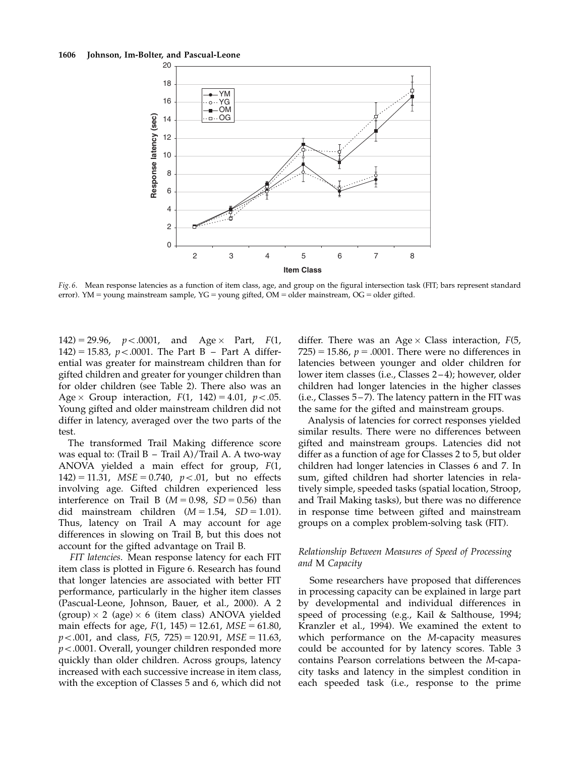*Fig. 6.* Mean response latencies as a function of item class, age, and group on the figural intersection task (FIT; bars represent standard error). YM = young mainstream sample, YG = young gifted, OM = older mainstream, OG = older gifted.

142) = 29.96, $p < .0001$, and Age × Part, $F(1, 142) = 15.83$, $p < .0001$. The Part B – Part A differential was greater for mainstream children than for gifted children and greater for younger children than for older children (see Table 2). There also was an Age × Group interaction, $F(1, 142) = 4.01$, $p < .05$. Young gifted and older mainstream children did not differ in latency, averaged over the two parts of the test.

The transformed Trail Making difference score was equal to: (Trail B – Trail A)/Trail A. A two-way ANOVA yielded a main effect for group, $F(1, 142) = 11.31$, $MSE = 0.740$, $p < .01$, but no effects involving age. Gifted children experienced less interference on Trail B ($M = 0.98$, $SD = 0.56$) than did mainstream children ($M = 1.54$, $SD = 1.01$). Thus, latency on Trail A may account for age differences in slowing on Trail B, but this does not account for the gifted advantage on Trail B.

*FIT latencies.* Mean response latency for each FIT item class is plotted in Figure 6. Research has found that longer latencies are associated with better FIT performance, particularly in the higher item classes (Pascual-Leone, Johnson, Bauer, et al., 2000). A 2 (group) × 2 (age) × 6 (item class) ANOVA yielded main effects for age, $F(1, 145) = 12.61$, $MSE = 61.80$, $p < .001$, and class, $F(5, 725) = 120.91$, $MSE = 11.63$, $p < .0001$. Overall, younger children responded more quickly than older children. Across groups, latency increased with each successive increase in item class, with the exception of Classes 5 and 6, which did not differ. There was an Age × Class interaction, $F(5, 725) = 15.86$, $p = .0001$. There were no differences in latencies between younger and older children for lower item classes (i.e., Classes 2–4); however, older children had longer latencies in the higher classes (i.e., Classes 5–7). The latency pattern in the FIT was the same for the gifted and mainstream groups.

Analysis of latencies for correct responses yielded similar results. There were no differences between gifted and mainstream groups. Latencies did not differ as a function of age for Classes 2 to 5, but older children had longer latencies in Classes 6 and 7. In sum, gifted children had shorter latencies in relatively simple, speeded tasks (spatial location, Stroop, and Trail Making tasks), but there was no difference in response time between gifted and mainstream groups on a complex problem-solving task (FIT).

### *Relationship Between Measures of Speed of Processing and* M *Capacity*

Some researchers have proposed that differences in processing capacity can be explained in large part by developmental and individual differences in speed of processing (e.g., Kail & Salthouse, 1994; Kranzler et al., 1994). We examined the extent to which performance on the *M*-capacity measures could be accounted for by latency scores. Table 3 contains Pearson correlations between the *M*-capacity tasks and latency in the simplest condition in each speeded task (i.e., response to the prime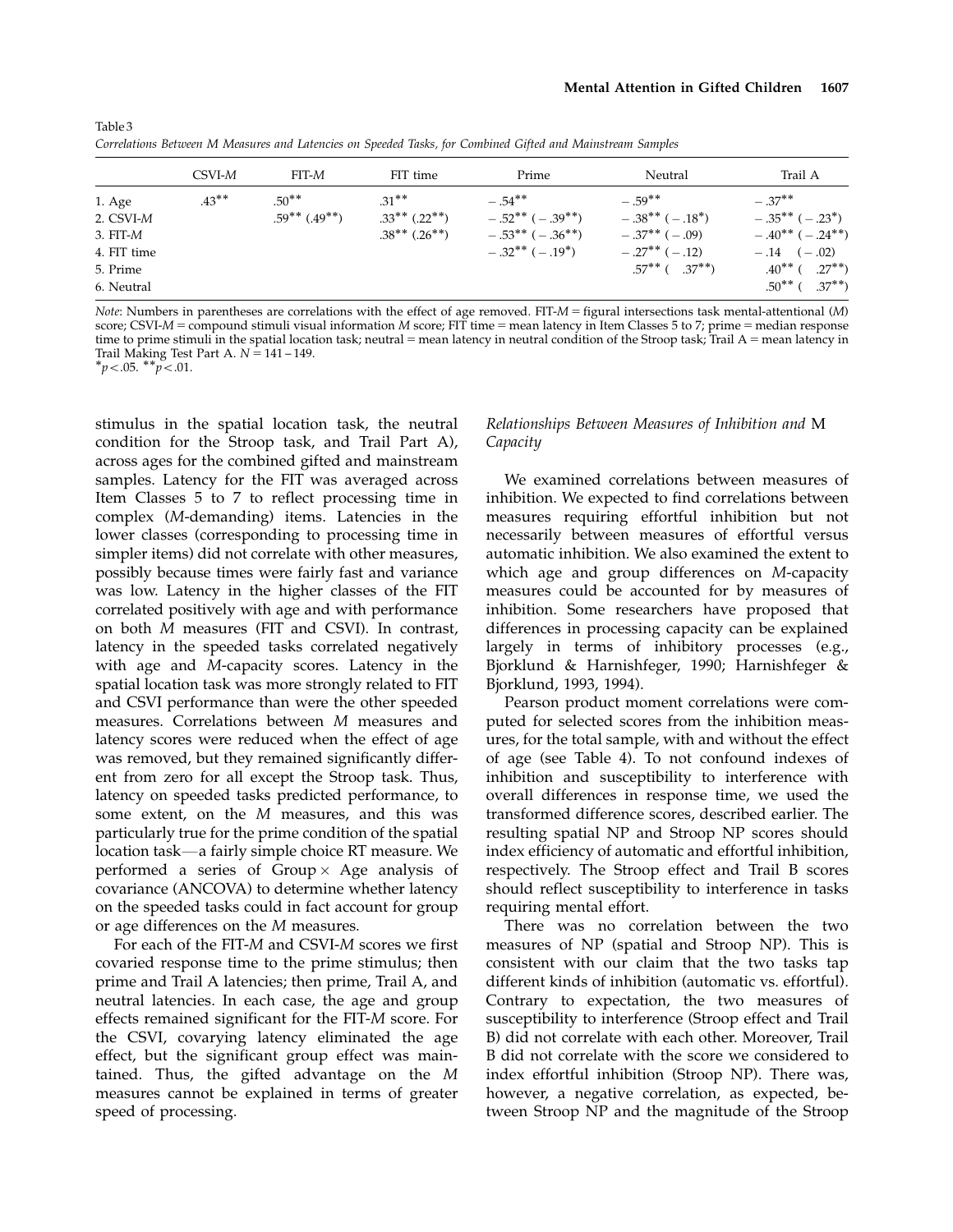Table 3
*Correlations Between M Measures and Latencies on Speeded Tasks, for Combined Gifted and Mainstream Samples*

| | CSVI-*M* | FIT-*M* | FIT time | Prime | Neutral | Trail A |
|---|---|---|---|---|---|---|
| 1. Age | .43** | .50** | .31** | −.54** | −.59** | −.37** |
| 2. CSVI-*M* | | .59** (.49**) | .33** (.22**) | −.52** (−.39**) | −.38** (−.18*) | −.35** (−.23*) |
| 3. FIT-*M* | | | .38** (.26**) | −.53** (−.36**) | −.37** (−.09) | −.40** (−.24**) |
| 4. FIT time | | | | −.32** (−.19*) | −.27** (−.12) | −.14 (−.02) |
| 5. Prime | | | | | .57** (.37**) | .40** (.27**) |
| 6. Neutral | | | | | | .50** (.37**) |

*Note*: Numbers in parentheses are correlations with the effect of age removed. FIT-*M* = figural intersections task mental-attentional (*M*) score; CSVI-*M* = compound stimuli visual information *M* score; FIT time = mean latency in Item Classes 5 to 7; prime = median response time to prime stimuli in the spatial location task; neutral = mean latency in neutral condition of the Stroop task; Trail A = mean latency in Trail Making Test Part A. $N = 141-149$.
*$p < .05$. **$p < .01$.

stimulus in the spatial location task, the neutral condition for the Stroop task, and Trail Part A), across ages for the combined gifted and mainstream samples. Latency for the FIT was averaged across Item Classes 5 to 7 to reflect processing time in complex (*M*-demanding) items. Latencies in the lower classes (corresponding to processing time in simpler items) did not correlate with other measures, possibly because times were fairly fast and variance was low. Latency in the higher classes of the FIT correlated positively with age and with performance on both *M* measures (FIT and CSVI). In contrast, latency in the speeded tasks correlated negatively with age and *M*-capacity scores. Latency in the spatial location task was more strongly related to FIT and CSVI performance than were the other speeded measures. Correlations between *M* measures and latency scores were reduced when the effect of age was removed, but they remained significantly different from zero for all except the Stroop task. Thus, latency on speeded tasks predicted performance, to some extent, on the *M* measures, and this was particularly true for the prime condition of the spatial location task—a fairly simple choice RT measure. We performed a series of Group × Age analysis of covariance (ANCOVA) to determine whether latency on the speeded tasks could in fact account for group or age differences on the *M* measures.

For each of the FIT-*M* and CSVI-*M* scores we first covaried response time to the prime stimulus; then prime and Trail A latencies; then prime, Trail A, and neutral latencies. In each case, the age and group effects remained significant for the FIT-*M* score. For the CSVI, covarying latency eliminated the age effect, but the significant group effect was maintained. Thus, the gifted advantage on the *M* measures cannot be explained in terms of greater speed of processing.

### *Relationships Between Measures of Inhibition and* M *Capacity*

We examined correlations between measures of inhibition. We expected to find correlations between measures requiring effortful inhibition but not necessarily between measures of effortful versus automatic inhibition. We also examined the extent to which age and group differences on *M*-capacity measures could be accounted for by measures of inhibition. Some researchers have proposed that differences in processing capacity can be explained largely in terms of inhibitory processes (e.g., Bjorklund & Harnishfeger, 1990; Harnishfeger & Bjorklund, 1993, 1994).

Pearson product moment correlations were computed for selected scores from the inhibition measures, for the total sample, with and without the effect of age (see Table 4). To not confound indexes of inhibition and susceptibility to interference with overall differences in response time, we used the transformed difference scores, described earlier. The resulting spatial NP and Stroop NP scores should index efficiency of automatic and effortful inhibition, respectively. The Stroop effect and Trail B scores should reflect susceptibility to interference in tasks requiring mental effort.

There was no correlation between the two measures of NP (spatial and Stroop NP). This is consistent with our claim that the two tasks tap different kinds of inhibition (automatic vs. effortful). Contrary to expectation, the two measures of susceptibility to interference (Stroop effect and Trail B) did not correlate with each other. Moreover, Trail B did not correlate with the score we considered to index effortful inhibition (Stroop NP). There was, however, a negative correlation, as expected, between Stroop NP and the magnitude of the Stroop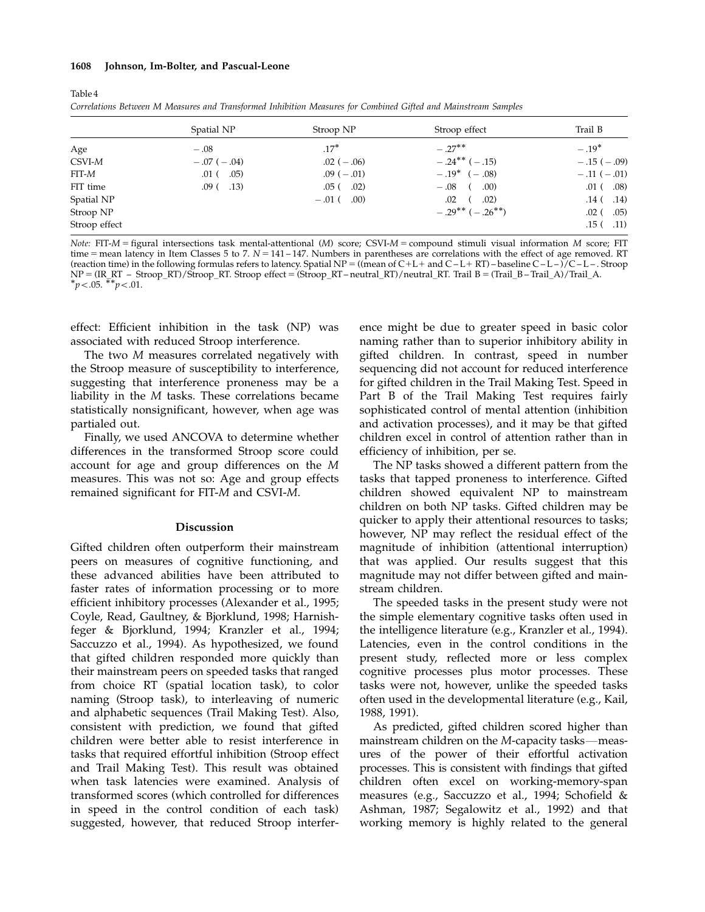Table 4

*Correlations Between M Measures and Transformed Inhibition Measures for Combined Gifted and Mainstream Samples*

| | Spatial NP | Stroop NP | Stroop effect | Trail B |
|---|---|---|---|---|
| Age | −.08 | .17* | −.27** | −.19* |
| CSVI-*M* | −.07 (−.04) | .02 (−.06) | −.24** (−.15) | −.15 (−.09) |
| FIT-*M* | .01 ( .05) | .09 (−.01) | −.19* (−.08) | −.11 (−.01) |
| FIT time | .09 ( .13) | .05 ( .02) | −.08 ( .00) | .01 ( .08) |
| Spatial NP | | −.01 ( .00) | .02 ( .02) | .14 ( .14) |
| Stroop NP | | | −.29** (−.26**) | .02 ( .05) |
| Stroop effect | | | | .15 ( .11) |

*Note:* FIT-*M* = figural intersections task mental-attentional (*M*) score; CSVI-*M* = compound stimuli visual information *M* score; FIT time = mean latency in Item Classes 5 to 7. $N = 141-147$. Numbers in parentheses are correlations with the effect of age removed. RT (reaction time) in the following formulas refers to latency. Spatial NP = ((mean of C+L+ and C−L+ RT) − baseline C−L−)/C−L−. Stroop NP = (IR_RT − Stroop_RT)/Stroop_RT. Stroop effect = (Stroop_RT − neutral_RT)/neutral_RT. Trail B = (Trail_B − Trail_A)/Trail_A.
*$p < .05$. **$p < .01$.

effect: Efficient inhibition in the task (NP) was associated with reduced Stroop interference.

The two *M* measures correlated negatively with the Stroop measure of susceptibility to interference, suggesting that interference proneness may be a liability in the *M* tasks. These correlations became statistically nonsignificant, however, when age was partialed out.

Finally, we used ANCOVA to determine whether differences in the transformed Stroop score could account for age and group differences on the *M* measures. This was not so: Age and group effects remained significant for FIT-*M* and CSVI-*M*.

## Discussion

Gifted children often outperform their mainstream peers on measures of cognitive functioning, and these advanced abilities have been attributed to faster rates of information processing or to more efficient inhibitory processes (Alexander et al., 1995; Coyle, Read, Gaultney, & Bjorklund, 1998; Harnishfeger & Bjorklund, 1994; Kranzler et al., 1994; Saccuzzo et al., 1994). As hypothesized, we found that gifted children responded more quickly than their mainstream peers on speeded tasks that ranged from choice RT (spatial location task), to color naming (Stroop task), to interleaving of numeric and alphabetic sequences (Trail Making Test). Also, consistent with prediction, we found that gifted children were better able to resist interference in tasks that required effortful inhibition (Stroop effect and Trail Making Test). This result was obtained when task latencies were examined. Analysis of transformed scores (which controlled for differences in speed in the control condition of each task) suggested, however, that reduced Stroop interference might be due to greater speed in basic color naming rather than to superior inhibitory ability in gifted children. In contrast, speed in number sequencing did not account for reduced interference for gifted children in the Trail Making Test. Speed in Part B of the Trail Making Test requires fairly sophisticated control of mental attention (inhibition and activation processes), and it may be that gifted children excel in control of attention rather than in efficiency of inhibition, per se.

The NP tasks showed a different pattern from the tasks that tapped proneness to interference. Gifted children showed equivalent NP to mainstream children on both NP tasks. Gifted children may be quicker to apply their attentional resources to tasks; however, NP may reflect the residual effect of the magnitude of inhibition (attentional interruption) that was applied. Our results suggest that this magnitude may not differ between gifted and mainstream children.

The speeded tasks in the present study were not the simple elementary cognitive tasks often used in the intelligence literature (e.g., Kranzler et al., 1994). Latencies, even in the control conditions in the present study, reflected more or less complex cognitive processes plus motor processes. These tasks were not, however, unlike the speeded tasks often used in the developmental literature (e.g., Kail, 1988, 1991).

As predicted, gifted children scored higher than mainstream children on the *M*-capacity tasks—measures of the power of their effortful activation processes. This is consistent with findings that gifted children often excel on working-memory-span measures (e.g., Saccuzzo et al., 1994; Schofield & Ashman, 1987; Segalowitz et al., 1992) and that working memory is highly related to the general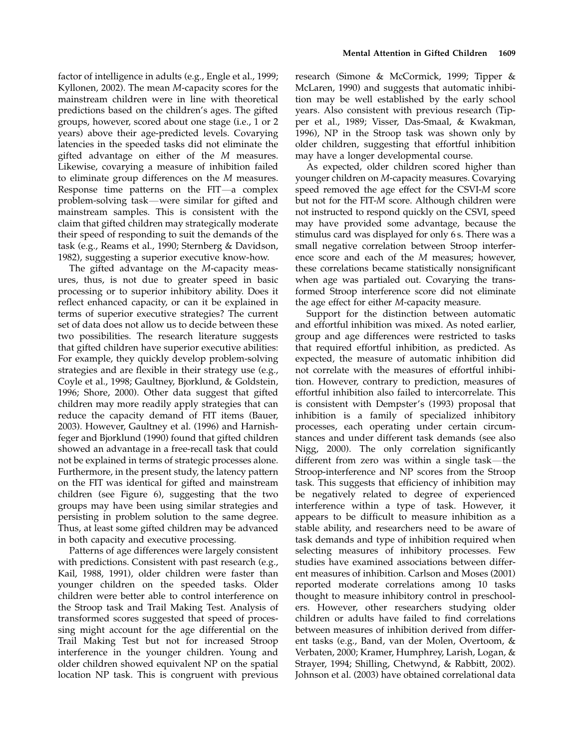factor of intelligence in adults (e.g., Engle et al., 1999; Kyllonen, 2002). The mean *M*-capacity scores for the mainstream children were in line with theoretical predictions based on the children's ages. The gifted groups, however, scored about one stage (i.e., 1 or 2 years) above their age-predicted levels. Covarying latencies in the speeded tasks did not eliminate the gifted advantage on either of the *M* measures. Likewise, covarying a measure of inhibition failed to eliminate group differences on the *M* measures. Response time patterns on the FIT—a complex problem-solving task—were similar for gifted and mainstream samples. This is consistent with the claim that gifted children may strategically moderate their speed of responding to suit the demands of the task (e.g., Reams et al., 1990; Sternberg & Davidson, 1982), suggesting a superior executive know-how.

The gifted advantage on the *M*-capacity measures, thus, is not due to greater speed in basic processing or to superior inhibitory ability. Does it reflect enhanced capacity, or can it be explained in terms of superior executive strategies? The current set of data does not allow us to decide between these two possibilities. The research literature suggests that gifted children have superior executive abilities: For example, they quickly develop problem-solving strategies and are flexible in their strategy use (e.g., Coyle et al., 1998; Gaultney, Bjorklund, & Goldstein, 1996; Shore, 2000). Other data suggest that gifted children may more readily apply strategies that can reduce the capacity demand of FIT items (Bauer, 2003). However, Gaultney et al. (1996) and Harnishfeger and Bjorklund (1990) found that gifted children showed an advantage in a free-recall task that could not be explained in terms of strategic processes alone. Furthermore, in the present study, the latency pattern on the FIT was identical for gifted and mainstream children (see Figure 6), suggesting that the two groups may have been using similar strategies and persisting in problem solution to the same degree. Thus, at least some gifted children may be advanced in both capacity and executive processing.

Patterns of age differences were largely consistent with predictions. Consistent with past research (e.g., Kail, 1988, 1991), older children were faster than younger children on the speeded tasks. Older children were better able to control interference on the Stroop task and Trail Making Test. Analysis of transformed scores suggested that speed of processing might account for the age differential on the Trail Making Test but not for increased Stroop interference in the younger children. Young and older children showed equivalent NP on the spatial location NP task. This is congruent with previous research (Simone & McCormick, 1999; Tipper & McLaren, 1990) and suggests that automatic inhibition may be well established by the early school years. Also consistent with previous research (Tipper et al., 1989; Visser, Das-Smaal, & Kwakman, 1996), NP in the Stroop task was shown only by older children, suggesting that effortful inhibition may have a longer developmental course.

As expected, older children scored higher than younger children on *M*-capacity measures. Covarying speed removed the age effect for the CSVI-*M* score but not for the FIT-*M* score. Although children were not instructed to respond quickly on the CSVI, speed may have provided some advantage, because the stimulus card was displayed for only 6 s. There was a small negative correlation between Stroop interference score and each of the *M* measures; however, these correlations became statistically nonsignificant when age was partialed out. Covarying the transformed Stroop interference score did not eliminate the age effect for either *M*-capacity measure.

Support for the distinction between automatic and effortful inhibition was mixed. As noted earlier, group and age differences were restricted to tasks that required effortful inhibition, as predicted. As expected, the measure of automatic inhibition did not correlate with the measures of effortful inhibition. However, contrary to prediction, measures of effortful inhibition also failed to intercorrelate. This is consistent with Dempster's (1993) proposal that inhibition is a family of specialized inhibitory processes, each operating under certain circumstances and under different task demands (see also Nigg, 2000). The only correlation significantly different from zero was within a single task—the Stroop-interference and NP scores from the Stroop task. This suggests that efficiency of inhibition may be negatively related to degree of experienced interference within a type of task. However, it appears to be difficult to measure inhibition as a stable ability, and researchers need to be aware of task demands and type of inhibition required when selecting measures of inhibitory processes. Few studies have examined associations between different measures of inhibition. Carlson and Moses (2001) reported moderate correlations among 10 tasks thought to measure inhibitory control in preschoolers. However, other researchers studying older children or adults have failed to find correlations between measures of inhibition derived from different tasks (e.g., Band, van der Molen, Overtoom, & Verbaten, 2000; Kramer, Humphrey, Larish, Logan, & Strayer, 1994; Shilling, Chetwynd, & Rabbitt, 2002). Johnson et al. (2003) have obtained correlational data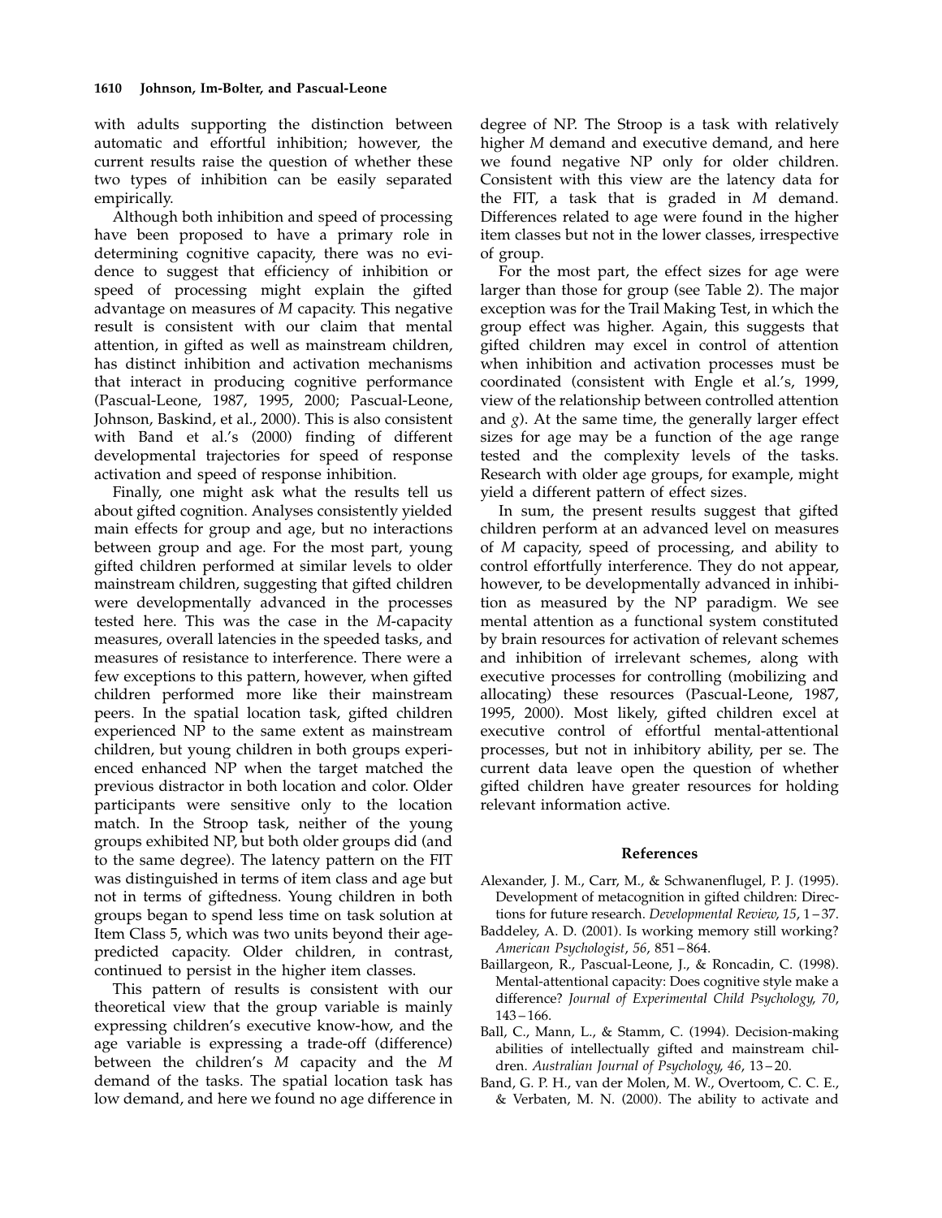with adults supporting the distinction between automatic and effortful inhibition; however, the current results raise the question of whether these two types of inhibition can be easily separated empirically.

Although both inhibition and speed of processing have been proposed to have a primary role in determining cognitive capacity, there was no evidence to suggest that efficiency of inhibition or speed of processing might explain the gifted advantage on measures of *M* capacity. This negative result is consistent with our claim that mental attention, in gifted as well as mainstream children, has distinct inhibition and activation mechanisms that interact in producing cognitive performance (Pascual-Leone, 1987, 1995, 2000; Pascual-Leone, Johnson, Baskind, et al., 2000). This is also consistent with Band et al.'s (2000) finding of different developmental trajectories for speed of response activation and speed of response inhibition.

Finally, one might ask what the results tell us about gifted cognition. Analyses consistently yielded main effects for group and age, but no interactions between group and age. For the most part, young gifted children performed at similar levels to older mainstream children, suggesting that gifted children were developmentally advanced in the processes tested here. This was the case in the *M*-capacity measures, overall latencies in the speeded tasks, and measures of resistance to interference. There were a few exceptions to this pattern, however, when gifted children performed more like their mainstream peers. In the spatial location task, gifted children experienced NP to the same extent as mainstream children, but young children in both groups experienced enhanced NP when the target matched the previous distractor in both location and color. Older participants were sensitive only to the location match. In the Stroop task, neither of the young groups exhibited NP, but both older groups did (and to the same degree). The latency pattern on the FIT was distinguished in terms of item class and age but not in terms of giftedness. Young children in both groups began to spend less time on task solution at Item Class 5, which was two units beyond their age-predicted capacity. Older children, in contrast, continued to persist in the higher item classes.

This pattern of results is consistent with our theoretical view that the group variable is mainly expressing children's executive know-how, and the age variable is expressing a trade-off (difference) between the children's *M* capacity and the *M* demand of the tasks. The spatial location task has low demand, and here we found no age difference in degree of NP. The Stroop is a task with relatively higher *M* demand and executive demand, and here we found negative NP only for older children. Consistent with this view are the latency data for the FIT, a task that is graded in *M* demand. Differences related to age were found in the higher item classes but not in the lower classes, irrespective of group.

For the most part, the effect sizes for age were larger than those for group (see Table 2). The major exception was for the Trail Making Test, in which the group effect was higher. Again, this suggests that gifted children may excel in control of attention when inhibition and activation processes must be coordinated (consistent with Engle et al.'s, 1999, view of the relationship between controlled attention and *g*). At the same time, the generally larger effect sizes for age may be a function of the age range tested and the complexity levels of the tasks. Research with older age groups, for example, might yield a different pattern of effect sizes.

In sum, the present results suggest that gifted children perform at an advanced level on measures of *M* capacity, speed of processing, and ability to control effortfully interference. They do not appear, however, to be developmentally advanced in inhibition as measured by the NP paradigm. We see mental attention as a functional system constituted by brain resources for activation of relevant schemes and inhibition of irrelevant schemes, along with executive processes for controlling (mobilizing and allocating) these resources (Pascual-Leone, 1987, 1995, 2000). Most likely, gifted children excel at executive control of effortful mental-attentional processes, but not in inhibitory ability, per se. The current data leave open the question of whether gifted children have greater resources for holding relevant information active.

## References

Alexander, J. M., Carr, M., & Schwanenflugel, P. J. (1995). Development of metacognition in gifted children: Directions for future research. *Developmental Review*, *15*, 1–37.

Baddeley, A. D. (2001). Is working memory still working? *American Psychologist*, *56*, 851–864.

Baillargeon, R., Pascual-Leone, J., & Roncadin, C. (1998). Mental-attentional capacity: Does cognitive style make a difference? *Journal of Experimental Child Psychology*, *70*, 143–166.

Ball, C., Mann, L., & Stamm, C. (1994). Decision-making abilities of intellectually gifted and mainstream children. *Australian Journal of Psychology*, *46*, 13–20.

Band, G. P. H., van der Molen, M. W., Overtoom, C. C. E., & Verbaten, M. N. (2000). The ability to activate and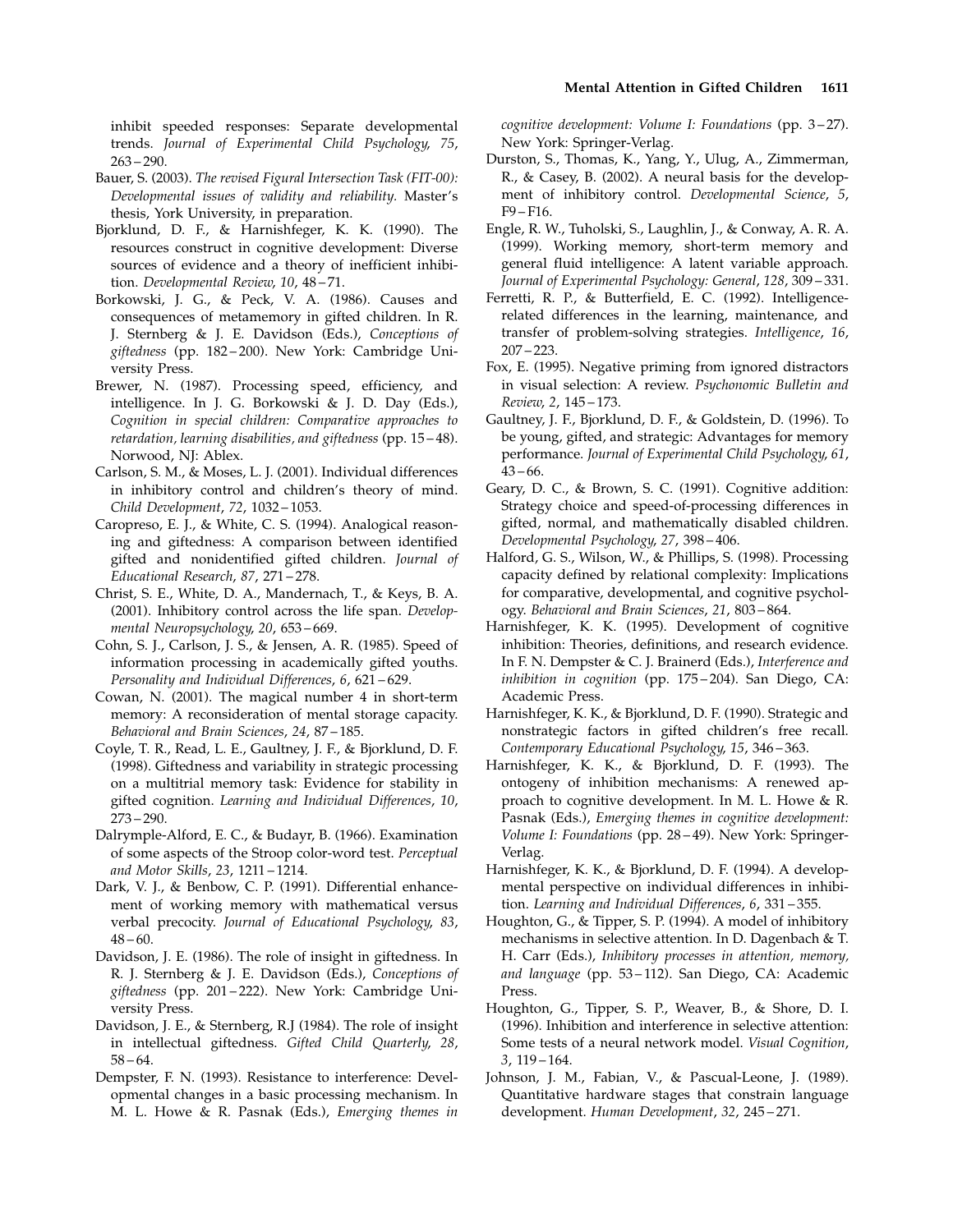inhibit speeded responses: Separate developmental trends. *Journal of Experimental Child Psychology, 75*, 263–290.

Bauer, S. (2003). *The revised Figural Intersection Task (FIT-00): Developmental issues of validity and reliability.* Master's thesis, York University, in preparation.

Bjorklund, D. F., & Harnishfeger, K. K. (1990). The resources construct in cognitive development: Diverse sources of evidence and a theory of inefficient inhibition. *Developmental Review, 10*, 48–71.

Borkowski, J. G., & Peck, V. A. (1986). Causes and consequences of metamemory in gifted children. In R. J. Sternberg & J. E. Davidson (Eds.), *Conceptions of giftedness* (pp. 182–200). New York: Cambridge University Press.

Brewer, N. (1987). Processing speed, efficiency, and intelligence. In J. G. Borkowski & J. D. Day (Eds.), *Cognition in special children: Comparative approaches to retardation, learning disabilities, and giftedness* (pp. 15–48). Norwood, NJ: Ablex.

Carlson, S. M., & Moses, L. J. (2001). Individual differences in inhibitory control and children's theory of mind. *Child Development, 72*, 1032–1053.

Caropreso, E. J., & White, C. S. (1994). Analogical reasoning and giftedness: A comparison between identified gifted and nonidentified gifted children. *Journal of Educational Research, 87*, 271–278.

Christ, S. E., White, D. A., Mandernach, T., & Keys, B. A. (2001). Inhibitory control across the life span. *Developmental Neuropsychology, 20*, 653–669.

Cohn, S. J., Carlson, J. S., & Jensen, A. R. (1985). Speed of information processing in academically gifted youths. *Personality and Individual Differences, 6*, 621–629.

Cowan, N. (2001). The magical number 4 in short-term memory: A reconsideration of mental storage capacity. *Behavioral and Brain Sciences, 24*, 87–185.

Coyle, T. R., Read, L. E., Gaultney, J. F., & Bjorklund, D. F. (1998). Giftedness and variability in strategic processing on a multitrial memory task: Evidence for stability in gifted cognition. *Learning and Individual Differences, 10*, 273–290.

Dalrymple-Alford, E. C., & Budayr, B. (1966). Examination of some aspects of the Stroop color-word test. *Perceptual and Motor Skills, 23*, 1211–1214.

Dark, V. J., & Benbow, C. P. (1991). Differential enhancement of working memory with mathematical versus verbal precocity. *Journal of Educational Psychology, 83*, 48–60.

Davidson, J. E. (1986). The role of insight in giftedness. In R. J. Sternberg & J. E. Davidson (Eds.), *Conceptions of giftedness* (pp. 201–222). New York: Cambridge University Press.

Davidson, J. E., & Sternberg, R.J (1984). The role of insight in intellectual giftedness. *Gifted Child Quarterly, 28*, 58–64.

Dempster, F. N. (1993). Resistance to interference: Developmental changes in a basic processing mechanism. In M. L. Howe & R. Pasnak (Eds.), *Emerging themes in cognitive development: Volume I: Foundations* (pp. 3–27). New York: Springer-Verlag.

Durston, S., Thomas, K., Yang, Y., Ulug, A., Zimmerman, R., & Casey, B. (2002). A neural basis for the development of inhibitory control. *Developmental Science, 5*, F9–F16.

Engle, R. W., Tuholski, S., Laughlin, J., & Conway, A. R. A. (1999). Working memory, short-term memory and general fluid intelligence: A latent variable approach. *Journal of Experimental Psychology: General, 128*, 309–331.

Ferretti, R. P., & Butterfield, E. C. (1992). Intelligence-related differences in the learning, maintenance, and transfer of problem-solving strategies. *Intelligence, 16*, 207–223.

Fox, E. (1995). Negative priming from ignored distractors in visual selection: A review. *Psychonomic Bulletin and Review, 2*, 145–173.

Gaultney, J. F., Bjorklund, D. F., & Goldstein, D. (1996). To be young, gifted, and strategic: Advantages for memory performance. *Journal of Experimental Child Psychology, 61*, 43–66.

Geary, D. C., & Brown, S. C. (1991). Cognitive addition: Strategy choice and speed-of-processing differences in gifted, normal, and mathematically disabled children. *Developmental Psychology, 27*, 398–406.

Halford, G. S., Wilson, W., & Phillips, S. (1998). Processing capacity defined by relational complexity: Implications for comparative, developmental, and cognitive psychology. *Behavioral and Brain Sciences, 21*, 803–864.

Harnishfeger, K. K. (1995). Development of cognitive inhibition: Theories, definitions, and research evidence. In F. N. Dempster & C. J. Brainerd (Eds.), *Interference and inhibition in cognition* (pp. 175–204). San Diego, CA: Academic Press.

Harnishfeger, K. K., & Bjorklund, D. F. (1990). Strategic and nonstrategic factors in gifted children's free recall. *Contemporary Educational Psychology, 15*, 346–363.

Harnishfeger, K. K., & Bjorklund, D. F. (1993). The ontogeny of inhibition mechanisms: A renewed approach to cognitive development. In M. L. Howe & R. Pasnak (Eds.), *Emerging themes in cognitive development: Volume I: Foundations* (pp. 28–49). New York: Springer-Verlag.

Harnishfeger, K. K., & Bjorklund, D. F. (1994). A developmental perspective on individual differences in inhibition. *Learning and Individual Differences, 6*, 331–355.

Houghton, G., & Tipper, S. P. (1994). A model of inhibitory mechanisms in selective attention. In D. Dagenbach & T. H. Carr (Eds.), *Inhibitory processes in attention, memory, and language* (pp. 53–112). San Diego, CA: Academic Press.

Houghton, G., Tipper, S. P., Weaver, B., & Shore, D. I. (1996). Inhibition and interference in selective attention: Some tests of a neural network model. *Visual Cognition, 3*, 119–164.

Johnson, J. M., Fabian, V., & Pascual-Leone, J. (1989). Quantitative hardware stages that constrain language development. *Human Development, 32*, 245–271.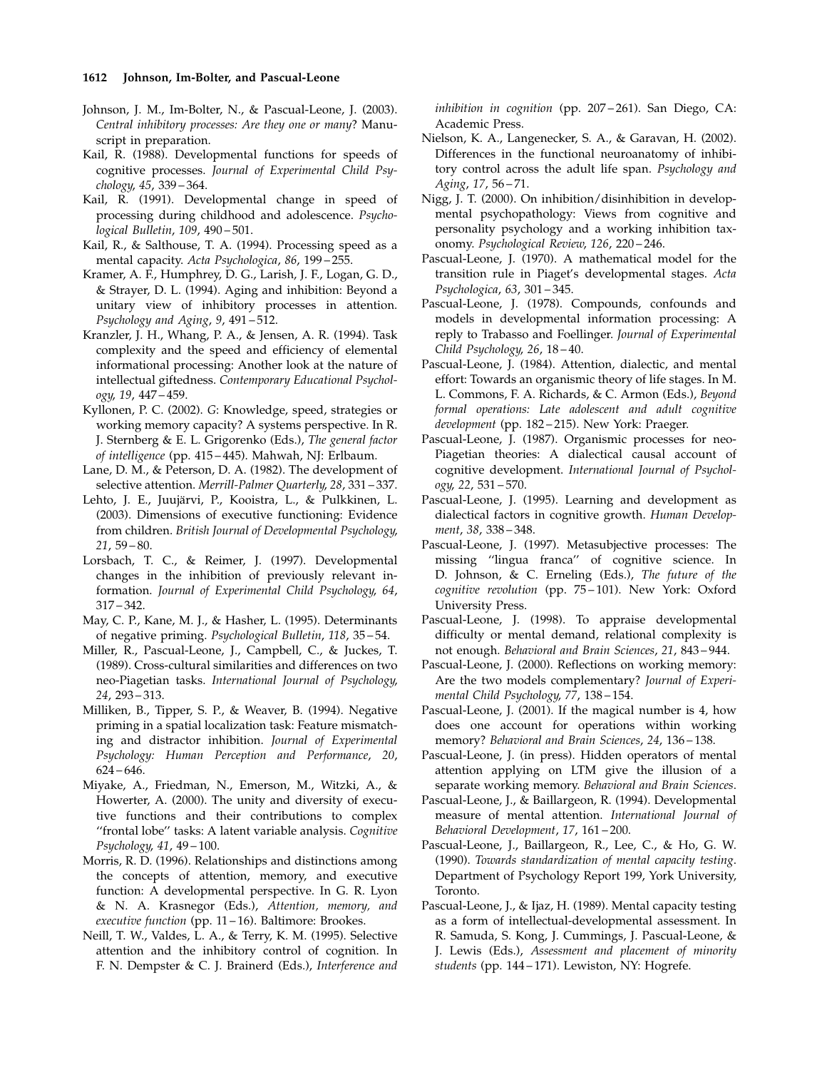Johnson, J. M., Im-Bolter, N., & Pascual-Leone, J. (2003). *Central inhibitory processes: Are they one or many*? Manuscript in preparation.

Kail, R. (1988). Developmental functions for speeds of cognitive processes. *Journal of Experimental Child Psychology*, *45*, 339–364.

Kail, R. (1991). Developmental change in speed of processing during childhood and adolescence. *Psychological Bulletin*, *109*, 490–501.

Kail, R., & Salthouse, T. A. (1994). Processing speed as a mental capacity. *Acta Psychologica*, *86*, 199–255.

Kramer, A. F., Humphrey, D. G., Larish, J. F., Logan, G. D., & Strayer, D. L. (1994). Aging and inhibition: Beyond a unitary view of inhibitory processes in attention. *Psychology and Aging*, *9*, 491–512.

Kranzler, J. H., Whang, P. A., & Jensen, A. R. (1994). Task complexity and the speed and efficiency of elemental informational processing: Another look at the nature of intellectual giftedness. *Contemporary Educational Psychology*, *19*, 447–459.

Kyllonen, P. C. (2002). *G*: Knowledge, speed, strategies or working memory capacity? A systems perspective. In R. J. Sternberg & E. L. Grigorenko (Eds.), *The general factor of intelligence* (pp. 415–445). Mahwah, NJ: Erlbaum.

Lane, D. M., & Peterson, D. A. (1982). The development of selective attention. *Merrill-Palmer Quarterly*, *28*, 331–337.

Lehto, J. E., Juujärvi, P., Kooistra, L., & Pulkkinen, L. (2003). Dimensions of executive functioning: Evidence from children. *British Journal of Developmental Psychology*, *21*, 59–80.

Lorsbach, T. C., & Reimer, J. (1997). Developmental changes in the inhibition of previously relevant information. *Journal of Experimental Child Psychology*, *64*, 317–342.

May, C. P., Kane, M. J., & Hasher, L. (1995). Determinants of negative priming. *Psychological Bulletin*, *118*, 35–54.

Miller, R., Pascual-Leone, J., Campbell, C., & Juckes, T. (1989). Cross-cultural similarities and differences on two neo-Piagetian tasks. *International Journal of Psychology*, *24*, 293–313.

Milliken, B., Tipper, S. P., & Weaver, B. (1994). Negative priming in a spatial localization task: Feature mismatching and distractor inhibition. *Journal of Experimental Psychology: Human Perception and Performance*, *20*, 624–646.

Miyake, A., Friedman, N., Emerson, M., Witzki, A., & Howerter, A. (2000). The unity and diversity of executive functions and their contributions to complex "frontal lobe" tasks: A latent variable analysis. *Cognitive Psychology*, *41*, 49–100.

Morris, R. D. (1996). Relationships and distinctions among the concepts of attention, memory, and executive function: A developmental perspective. In G. R. Lyon & N. A. Krasnegor (Eds.), *Attention, memory, and executive function* (pp. 11–16). Baltimore: Brookes.

Neill, T. W., Valdes, L. A., & Terry, K. M. (1995). Selective attention and the inhibitory control of cognition. In F. N. Dempster & C. J. Brainerd (Eds.), *Interference and inhibition in cognition* (pp. 207–261). San Diego, CA: Academic Press.

Nielson, K. A., Langenecker, S. A., & Garavan, H. (2002). Differences in the functional neuroanatomy of inhibitory control across the adult life span. *Psychology and Aging*, *17*, 56–71.

Nigg, J. T. (2000). On inhibition/disinhibition in developmental psychopathology: Views from cognitive and personality psychology and a working inhibition taxonomy. *Psychological Review*, *126*, 220–246.

Pascual-Leone, J. (1970). A mathematical model for the transition rule in Piaget's developmental stages. *Acta Psychologica*, *63*, 301–345.

Pascual-Leone, J. (1978). Compounds, confounds and models in developmental information processing: A reply to Trabasso and Foellinger. *Journal of Experimental Child Psychology*, *26*, 18–40.

Pascual-Leone, J. (1984). Attention, dialectic, and mental effort: Towards an organismic theory of life stages. In M. L. Commons, F. A. Richards, & C. Armon (Eds.), *Beyond formal operations: Late adolescent and adult cognitive development* (pp. 182–215). New York: Praeger.

Pascual-Leone, J. (1987). Organismic processes for neo-Piagetian theories: A dialectical causal account of cognitive development. *International Journal of Psychology*, *22*, 531–570.

Pascual-Leone, J. (1995). Learning and development as dialectical factors in cognitive growth. *Human Development*, *38*, 338–348.

Pascual-Leone, J. (1997). Metasubjective processes: The missing "lingua franca" of cognitive science. In D. Johnson, & C. Erneling (Eds.), *The future of the cognitive revolution* (pp. 75–101). New York: Oxford University Press.

Pascual-Leone, J. (1998). To appraise developmental difficulty or mental demand, relational complexity is not enough. *Behavioral and Brain Sciences*, *21*, 843–944.

Pascual-Leone, J. (2000). Reflections on working memory: Are the two models complementary? *Journal of Experimental Child Psychology*, *77*, 138–154.

Pascual-Leone, J. (2001). If the magical number is 4, how does one account for operations within working memory? *Behavioral and Brain Sciences*, *24*, 136–138.

Pascual-Leone, J. (in press). Hidden operators of mental attention applying on LTM give the illusion of a separate working memory. *Behavioral and Brain Sciences*.

Pascual-Leone, J., & Baillargeon, R. (1994). Developmental measure of mental attention. *International Journal of Behavioral Development*, *17*, 161–200.

Pascual-Leone, J., Baillargeon, R., Lee, C., & Ho, G. W. (1990). *Towards standardization of mental capacity testing*. Department of Psychology Report 199, York University, Toronto.

Pascual-Leone, J., & Ijaz, H. (1989). Mental capacity testing as a form of intellectual-developmental assessment. In R. Samuda, S. Kong, J. Cummings, J. Pascual-Leone, & J. Lewis (Eds.), *Assessment and placement of minority students* (pp. 144–171). Lewiston, NY: Hogrefe.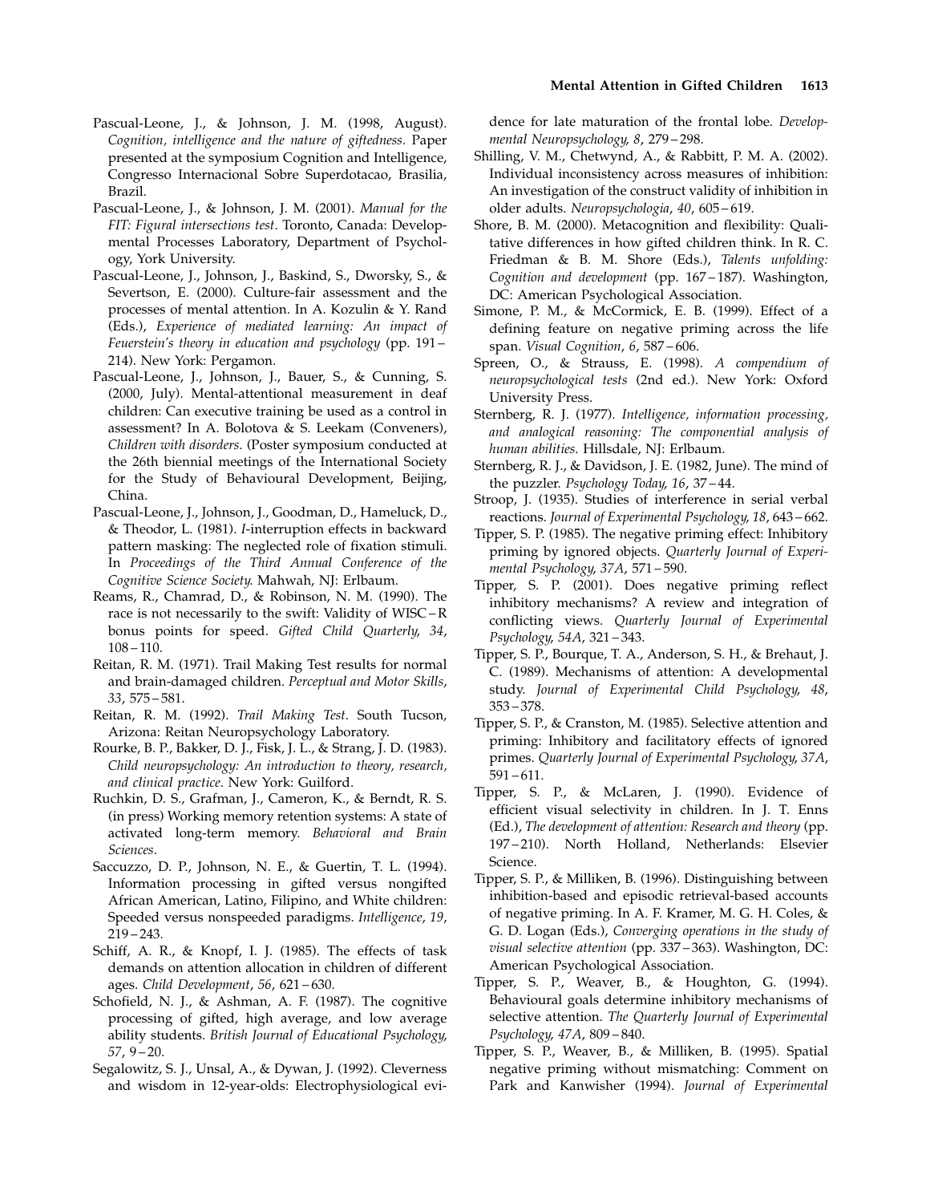Pascual-Leone, J., & Johnson, J. M. (1998, August). *Cognition, intelligence and the nature of giftedness.* Paper presented at the symposium Cognition and Intelligence, Congresso Internacional Sobre Superdotacao, Brasilia, Brazil.

Pascual-Leone, J., & Johnson, J. M. (2001). *Manual for the FIT: Figural intersections test*. Toronto, Canada: Developmental Processes Laboratory, Department of Psychology, York University.

Pascual-Leone, J., Johnson, J., Baskind, S., Dworsky, S., & Severtson, E. (2000). Culture-fair assessment and the processes of mental attention. In A. Kozulin & Y. Rand (Eds.), *Experience of mediated learning: An impact of Feuerstein's theory in education and psychology* (pp. 191–214). New York: Pergamon.

Pascual-Leone, J., Johnson, J., Bauer, S., & Cunning, S. (2000, July). Mental-attentional measurement in deaf children: Can executive training be used as a control in assessment? In A. Bolotova & S. Leekam (Conveners), *Children with disorders*. (Poster symposium conducted at the 26th biennial meetings of the International Society for the Study of Behavioural Development, Beijing, China.

Pascual-Leone, J., Johnson, J., Goodman, D., Hameluck, D., & Theodor, L. (1981). *I*-interruption effects in backward pattern masking: The neglected role of fixation stimuli. In *Proceedings of the Third Annual Conference of the Cognitive Science Society.* Mahwah, NJ: Erlbaum.

Reams, R., Chamrad, D., & Robinson, N. M. (1990). The race is not necessarily to the swift: Validity of WISC–R bonus points for speed. *Gifted Child Quarterly*, *34*, 108–110.

Reitan, R. M. (1971). Trail Making Test results for normal and brain-damaged children. *Perceptual and Motor Skills*, *33*, 575–581.

Reitan, R. M. (1992). *Trail Making Test*. South Tucson, Arizona: Reitan Neuropsychology Laboratory.

Rourke, B. P., Bakker, D. J., Fisk, J. L., & Strang, J. D. (1983). *Child neuropsychology: An introduction to theory, research, and clinical practice*. New York: Guilford.

Ruchkin, D. S., Grafman, J., Cameron, K., & Berndt, R. S. (in press) Working memory retention systems: A state of activated long-term memory. *Behavioral and Brain Sciences*.

Saccuzzo, D. P., Johnson, N. E., & Guertin, T. L. (1994). Information processing in gifted versus nongifted African American, Latino, Filipino, and White children: Speeded versus nonspeeded paradigms. *Intelligence*, *19*, 219–243.

Schiff, A. R., & Knopf, I. J. (1985). The effects of task demands on attention allocation in children of different ages. *Child Development*, *56*, 621–630.

Schofield, N. J., & Ashman, A. F. (1987). The cognitive processing of gifted, high average, and low average ability students. *British Journal of Educational Psychology*, *57*, 9–20.

Segalowitz, S. J., Unsal, A., & Dywan, J. (1992). Cleverness and wisdom in 12-year-olds: Electrophysiological evidence for late maturation of the frontal lobe. *Developmental Neuropsychology*, *8*, 279–298.

Shilling, V. M., Chetwynd, A., & Rabbitt, P. M. A. (2002). Individual inconsistency across measures of inhibition: An investigation of the construct validity of inhibition in older adults. *Neuropsychologia*, *40*, 605–619.

Shore, B. M. (2000). Metacognition and flexibility: Qualitative differences in how gifted children think. In R. C. Friedman & B. M. Shore (Eds.), *Talents unfolding: Cognition and development* (pp. 167–187). Washington, DC: American Psychological Association.

Simone, P. M., & McCormick, E. B. (1999). Effect of a defining feature on negative priming across the life span. *Visual Cognition*, *6*, 587–606.

Spreen, O., & Strauss, E. (1998). *A compendium of neuropsychological tests* (2nd ed.). New York: Oxford University Press.

Sternberg, R. J. (1977). *Intelligence, information processing, and analogical reasoning: The componential analysis of human abilities.* Hillsdale, NJ: Erlbaum.

Sternberg, R. J., & Davidson, J. E. (1982, June). The mind of the puzzler. *Psychology Today*, *16*, 37–44.

Stroop, J. (1935). Studies of interference in serial verbal reactions. *Journal of Experimental Psychology*, *18*, 643–662.

Tipper, S. P. (1985). The negative priming effect: Inhibitory priming by ignored objects. *Quarterly Journal of Experimental Psychology*, *37A*, 571–590.

Tipper, S. P. (2001). Does negative priming reflect inhibitory mechanisms? A review and integration of conflicting views. *Quarterly Journal of Experimental Psychology*, *54A*, 321–343.

Tipper, S. P., Bourque, T. A., Anderson, S. H., & Brehaut, J. C. (1989). Mechanisms of attention: A developmental study. *Journal of Experimental Child Psychology*, *48*, 353–378.

Tipper, S. P., & Cranston, M. (1985). Selective attention and priming: Inhibitory and facilitatory effects of ignored primes. *Quarterly Journal of Experimental Psychology*, *37A*, 591–611.

Tipper, S. P., & McLaren, J. (1990). Evidence of efficient visual selectivity in children. In J. T. Enns (Ed.), *The development of attention: Research and theory* (pp. 197–210). North Holland, Netherlands: Elsevier Science.

Tipper, S. P., & Milliken, B. (1996). Distinguishing between inhibition-based and episodic retrieval-based accounts of negative priming. In A. F. Kramer, M. G. H. Coles, & G. D. Logan (Eds.), *Converging operations in the study of visual selective attention* (pp. 337–363). Washington, DC: American Psychological Association.

Tipper, S. P., Weaver, B., & Houghton, G. (1994). Behavioural goals determine inhibitory mechanisms of selective attention. *The Quarterly Journal of Experimental Psychology*, *47A*, 809–840.

Tipper, S. P., Weaver, B., & Milliken, B. (1995). Spatial negative priming without mismatching: Comment on Park and Kanwisher (1994). *Journal of Experimental*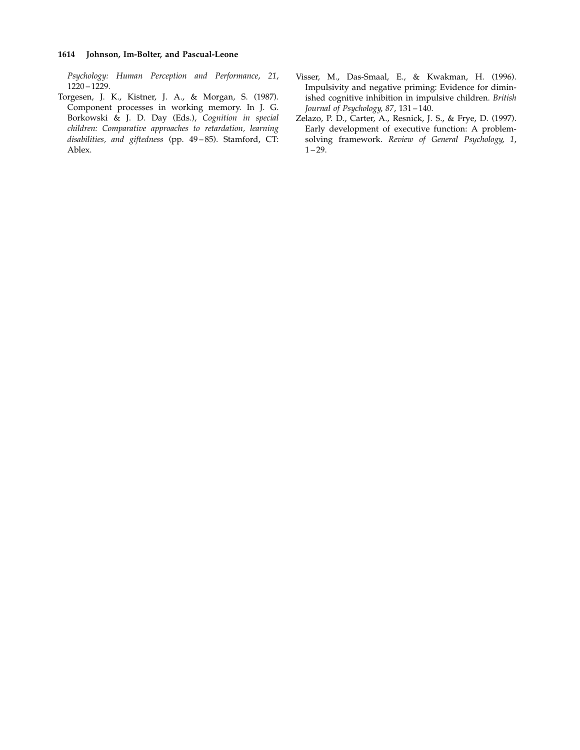*Psychology: Human Perception and Performance*, *21*, 1220–1229.

Torgesen, J. K., Kistner, J. A., & Morgan, S. (1987). Component processes in working memory. In J. G. Borkowski & J. D. Day (Eds.), *Cognition in special children: Comparative approaches to retardation, learning disabilities, and giftedness* (pp. 49–85). Stamford, CT: Ablex.

Visser, M., Das-Smaal, E., & Kwakman, H. (1996). Impulsivity and negative priming: Evidence for diminished cognitive inhibition in impulsive children. *British Journal of Psychology*, *87*, 131–140.

Zelazo, P. D., Carter, A., Resnick, J. S., & Frye, D. (1997). Early development of executive function: A problem-solving framework. *Review of General Psychology*, *1*, 1–29.